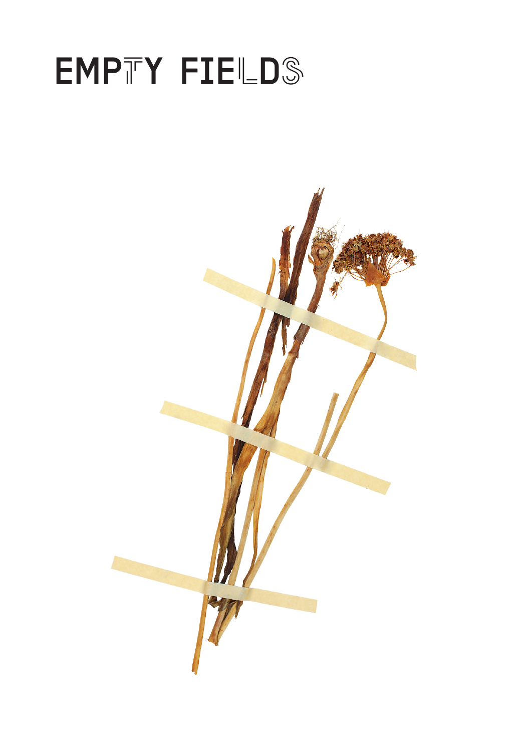# EMPTY FIELDS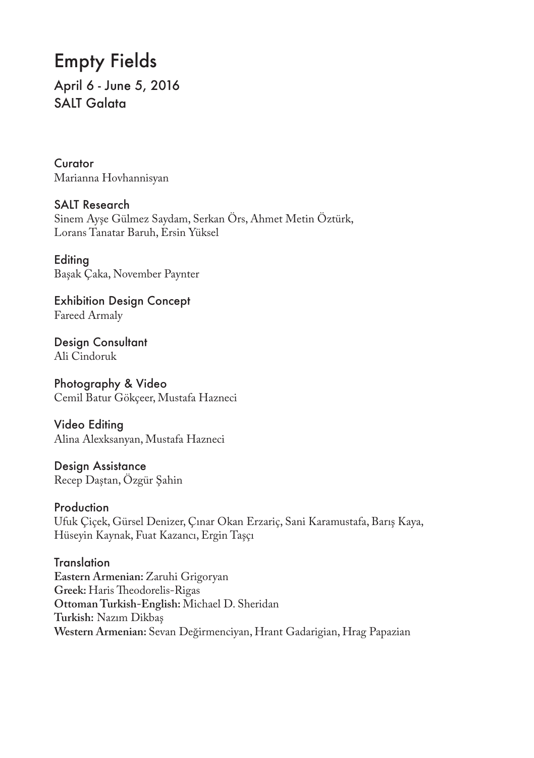# Empty Fields

April 6 - June 5, 2016
SALT Galata

**Curator**
Marianna Hovhannisyan

**SALT Research**
Sinem Ayşe Gülmez Saydam, Serkan Örs, Ahmet Metin Öztürk, Lorans Tanatar Baruh, Ersin Yüksel

**Editing**
Başak Çaka, November Paynter

**Exhibition Design Concept**
Fareed Armaly

**Design Consultant**
Ali Cindoruk

**Photography & Video**
Cemil Batur Gökçeer, Mustafa Hazneci

**Video Editing**
Alina Alexksanyan, Mustafa Hazneci

**Design Assistance**
Recep Daştan, Özgür Şahin

**Production**
Ufuk Çiçek, Gürsel Denizer, Çınar Okan Erzariç, Sani Karamustafa, Barış Kaya, Hüseyin Kaynak, Fuat Kazancı, Ergin Taşçı

**Translation**
**Eastern Armenian:** Zaruhi Grigoryan
**Greek:** Haris Theodorelis-Rigas
**Ottoman Turkish-English:** Michael D. Sheridan
**Turkish:** Nazım Dikbaş
**Western Armenian:** Sevan Değirmenciyan, Hrant Gadarigian, Hrag Papazian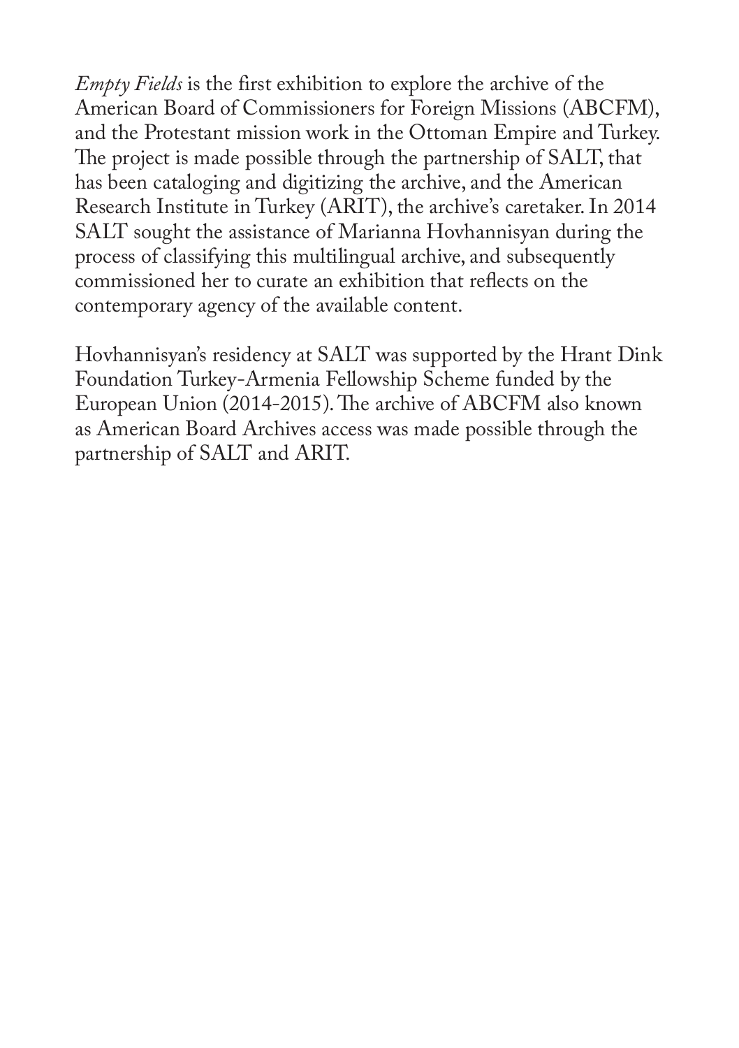*Empty Fields* is the first exhibition to explore the archive of the American Board of Commissioners for Foreign Missions (ABCFM), and the Protestant mission work in the Ottoman Empire and Turkey. The project is made possible through the partnership of SALT, that has been cataloging and digitizing the archive, and the American Research Institute in Turkey (ARIT), the archive's caretaker. In 2014 SALT sought the assistance of Marianna Hovhannisyan during the process of classifying this multilingual archive, and subsequently commissioned her to curate an exhibition that reflects on the contemporary agency of the available content.

Hovhannisyan's residency at SALT was supported by the Hrant Dink Foundation Turkey-Armenia Fellowship Scheme funded by the European Union (2014-2015). The archive of ABCFM also known as American Board Archives access was made possible through the partnership of SALT and ARIT.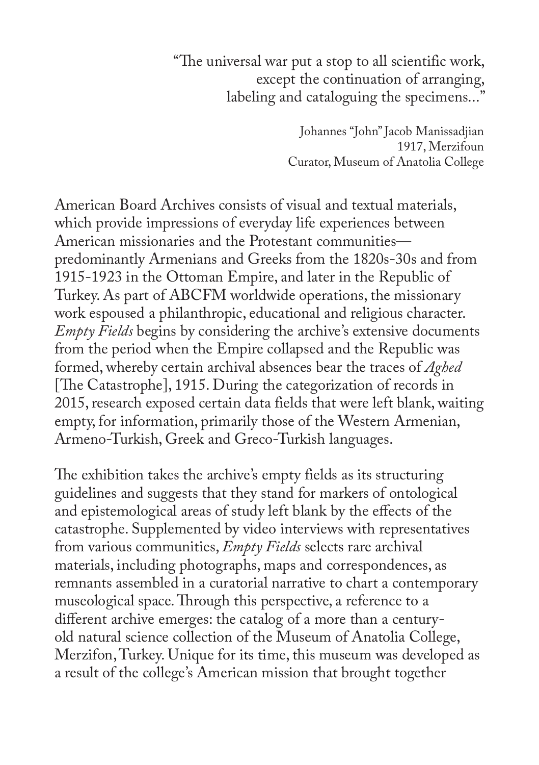"The universal war put a stop to all scientific work,
except the continuation of arranging,
labeling and cataloguing the specimens..."

Johannes "John" Jacob Manissadjian
1917, Merzifoun
Curator, Museum of Anatolia College

American Board Archives consists of visual and textual materials, which provide impressions of everyday life experiences between American missionaries and the Protestant communities—predominantly Armenians and Greeks from the 1820s-30s and from 1915-1923 in the Ottoman Empire, and later in the Republic of Turkey. As part of ABCFM worldwide operations, the missionary work espoused a philanthropic, educational and religious character. *Empty Fields* begins by considering the archive's extensive documents from the period when the Empire collapsed and the Republic was formed, whereby certain archival absences bear the traces of *Aghed* [The Catastrophe], 1915. During the categorization of records in 2015, research exposed certain data fields that were left blank, waiting empty, for information, primarily those of the Western Armenian, Armeno-Turkish, Greek and Greco-Turkish languages.

The exhibition takes the archive's empty fields as its structuring guidelines and suggests that they stand for markers of ontological and epistemological areas of study left blank by the effects of the catastrophe. Supplemented by video interviews with representatives from various communities, *Empty Fields* selects rare archival materials, including photographs, maps and correspondences, as remnants assembled in a curatorial narrative to chart a contemporary museological space. Through this perspective, a reference to a different archive emerges: the catalog of a more than a century-old natural science collection of the Museum of Anatolia College, Merzifon, Turkey. Unique for its time, this museum was developed as a result of the college's American mission that brought together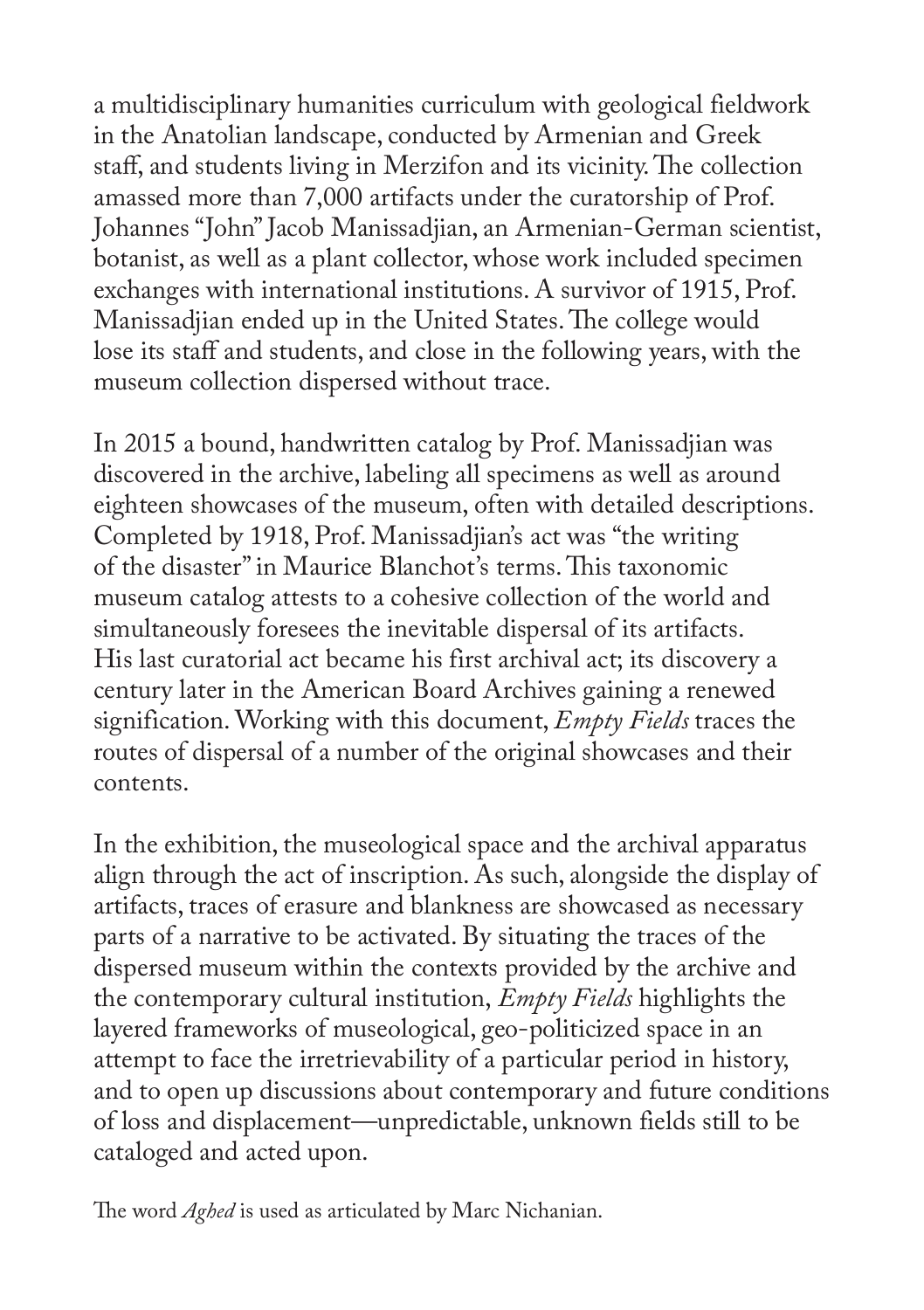a multidisciplinary humanities curriculum with geological fieldwork in the Anatolian landscape, conducted by Armenian and Greek staff, and students living in Merzifon and its vicinity. The collection amassed more than 7,000 artifacts under the curatorship of Prof. Johannes "John" Jacob Manissadjian, an Armenian-German scientist, botanist, as well as a plant collector, whose work included specimen exchanges with international institutions. A survivor of 1915, Prof. Manissadjian ended up in the United States. The college would lose its staff and students, and close in the following years, with the museum collection dispersed without trace.

In 2015 a bound, handwritten catalog by Prof. Manissadjian was discovered in the archive, labeling all specimens as well as around eighteen showcases of the museum, often with detailed descriptions. Completed by 1918, Prof. Manissadjian's act was "the writing of the disaster" in Maurice Blanchot's terms. This taxonomic museum catalog attests to a cohesive collection of the world and simultaneously foresees the inevitable dispersal of its artifacts. His last curatorial act became his first archival act; its discovery a century later in the American Board Archives gaining a renewed signification. Working with this document, *Empty Fields* traces the routes of dispersal of a number of the original showcases and their contents.

In the exhibition, the museological space and the archival apparatus align through the act of inscription. As such, alongside the display of artifacts, traces of erasure and blankness are showcased as necessary parts of a narrative to be activated. By situating the traces of the dispersed museum within the contexts provided by the archive and the contemporary cultural institution, *Empty Fields* highlights the layered frameworks of museological, geo-politicized space in an attempt to face the irretrievability of a particular period in history, and to open up discussions about contemporary and future conditions of loss and displacement—unpredictable, unknown fields still to be cataloged and acted upon.

The word *Aghed* is used as articulated by Marc Nichanian.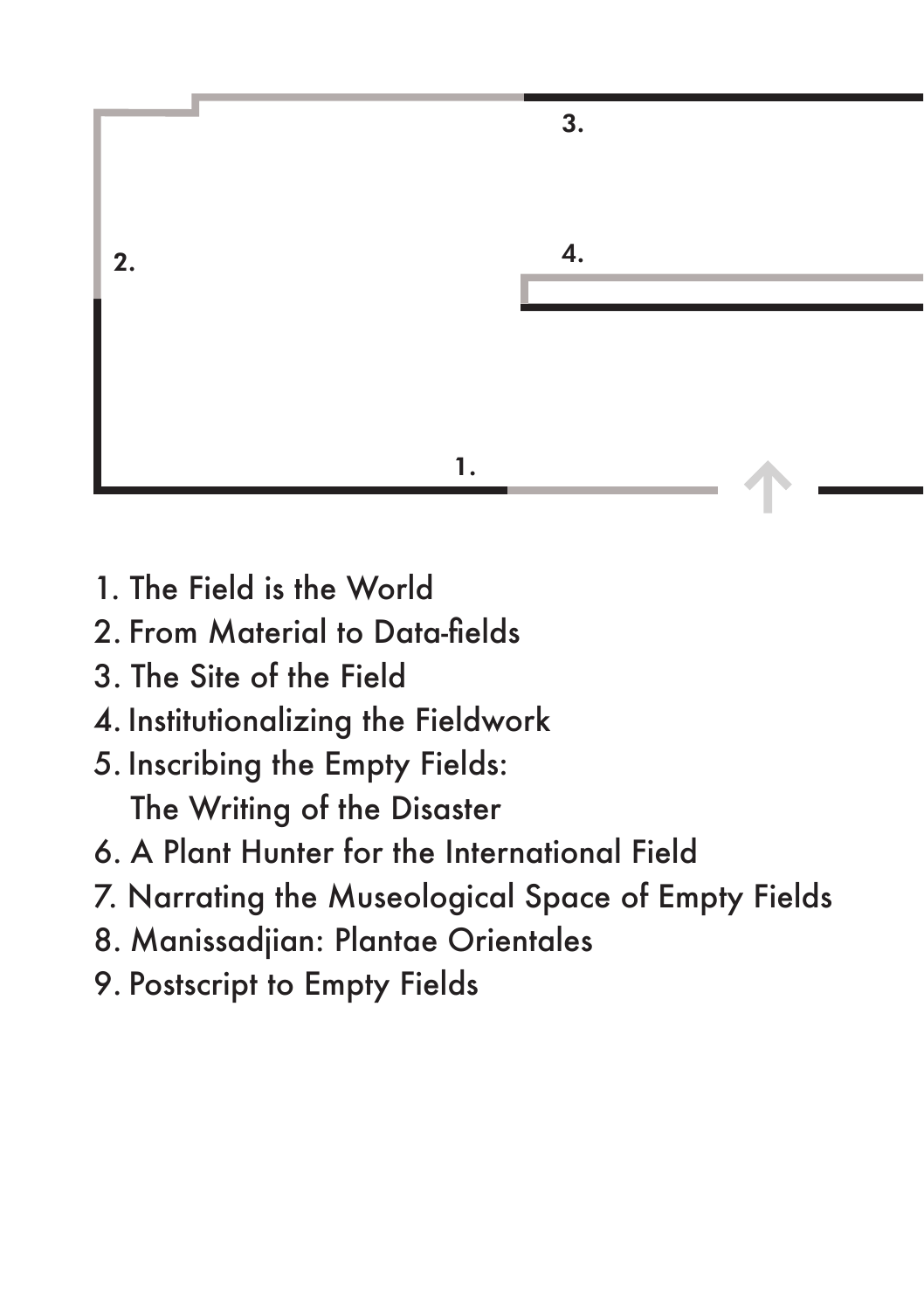1. The Field is the World
2. From Material to Data-fields
3. The Site of the Field
4. Institutionalizing the Fieldwork
5. Inscribing the Empty Fields:
   The Writing of the Disaster
6. A Plant Hunter for the International Field
7. Narrating the Museological Space of Empty Fields
8. Manissadjian: Plantae Orientales
9. Postscript to Empty Fields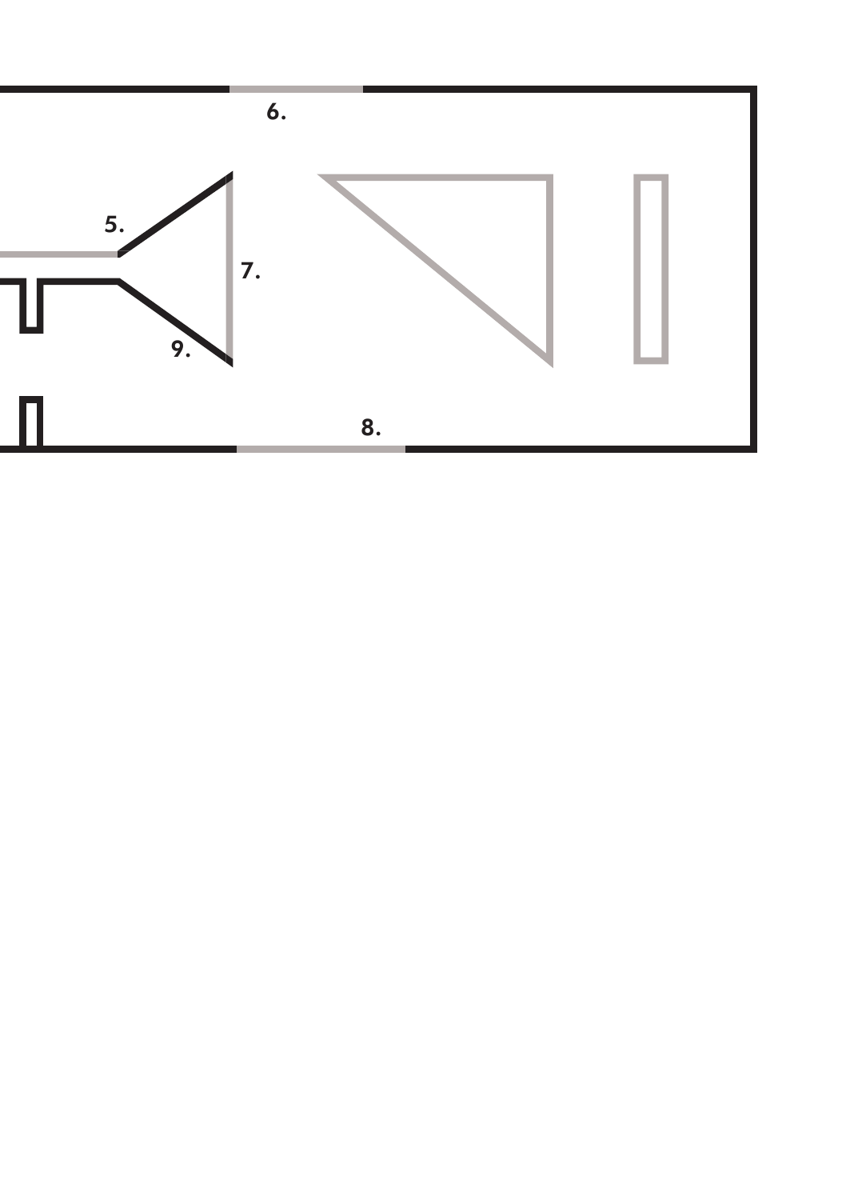6.

5.

7.

9.

8.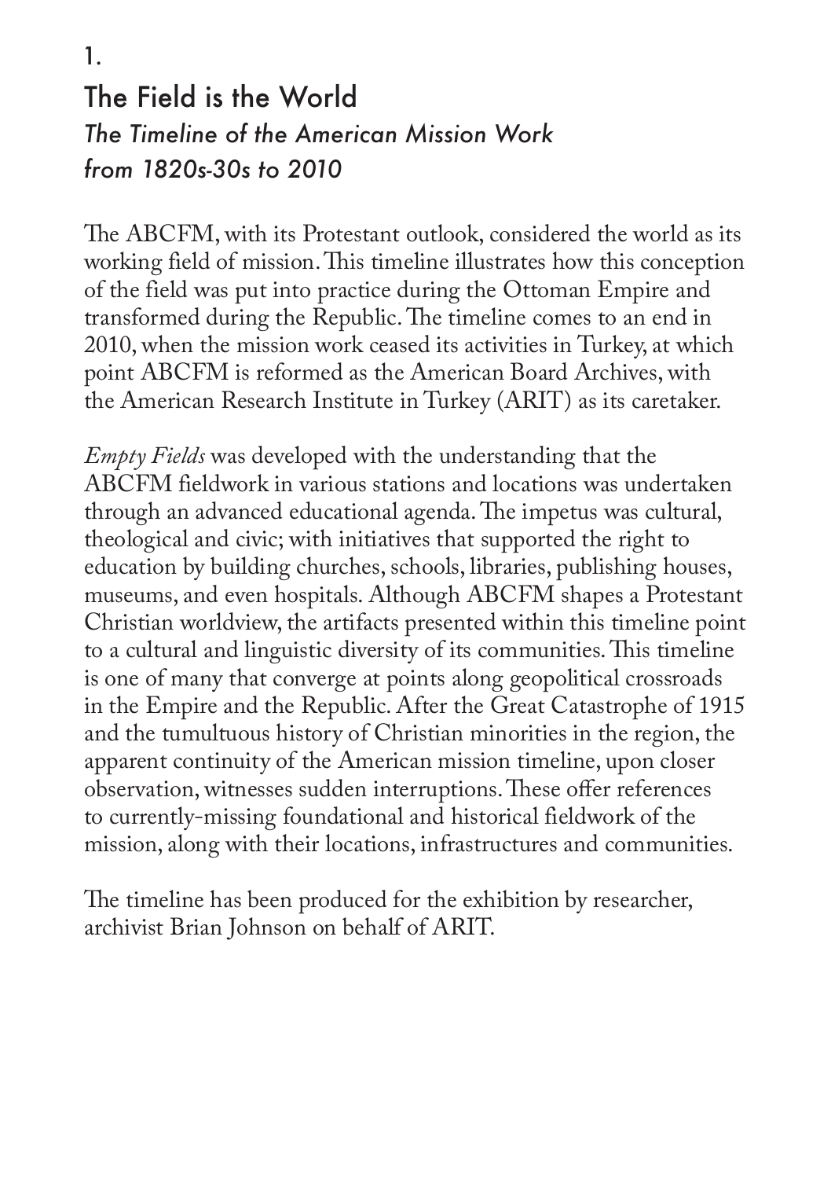1.

# The Field is the World

## *The Timeline of the American Mission Work from 1820s-30s to 2010*

The ABCFM, with its Protestant outlook, considered the world as its working field of mission. This timeline illustrates how this conception of the field was put into practice during the Ottoman Empire and transformed during the Republic. The timeline comes to an end in 2010, when the mission work ceased its activities in Turkey, at which point ABCFM is reformed as the American Board Archives, with the American Research Institute in Turkey (ARIT) as its caretaker.

*Empty Fields* was developed with the understanding that the ABCFM fieldwork in various stations and locations was undertaken through an advanced educational agenda. The impetus was cultural, theological and civic; with initiatives that supported the right to education by building churches, schools, libraries, publishing houses, museums, and even hospitals. Although ABCFM shapes a Protestant Christian worldview, the artifacts presented within this timeline point to a cultural and linguistic diversity of its communities. This timeline is one of many that converge at points along geopolitical crossroads in the Empire and the Republic. After the Great Catastrophe of 1915 and the tumultuous history of Christian minorities in the region, the apparent continuity of the American mission timeline, upon closer observation, witnesses sudden interruptions. These offer references to currently-missing foundational and historical fieldwork of the mission, along with their locations, infrastructures and communities.

The timeline has been produced for the exhibition by researcher, archivist Brian Johnson on behalf of ARIT.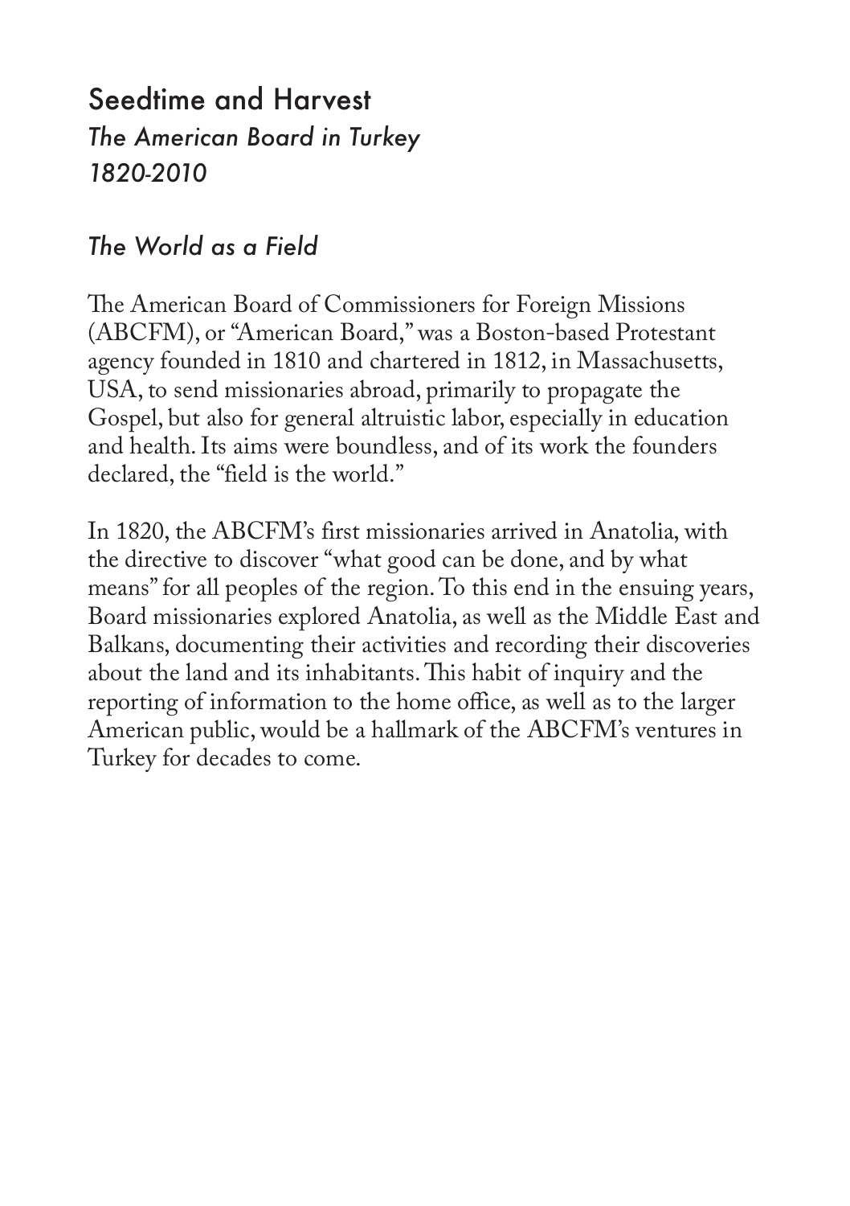# Seedtime and Harvest

*The American Board in Turkey*
*1820-2010*

## *The World as a Field*

The American Board of Commissioners for Foreign Missions (ABCFM), or "American Board," was a Boston-based Protestant agency founded in 1810 and chartered in 1812, in Massachusetts, USA, to send missionaries abroad, primarily to propagate the Gospel, but also for general altruistic labor, especially in education and health. Its aims were boundless, and of its work the founders declared, the "field is the world."

In 1820, the ABCFM's first missionaries arrived in Anatolia, with the directive to discover "what good can be done, and by what means" for all peoples of the region. To this end in the ensuing years, Board missionaries explored Anatolia, as well as the Middle East and Balkans, documenting their activities and recording their discoveries about the land and its inhabitants. This habit of inquiry and the reporting of information to the home office, as well as to the larger American public, would be a hallmark of the ABCFM's ventures in Turkey for decades to come.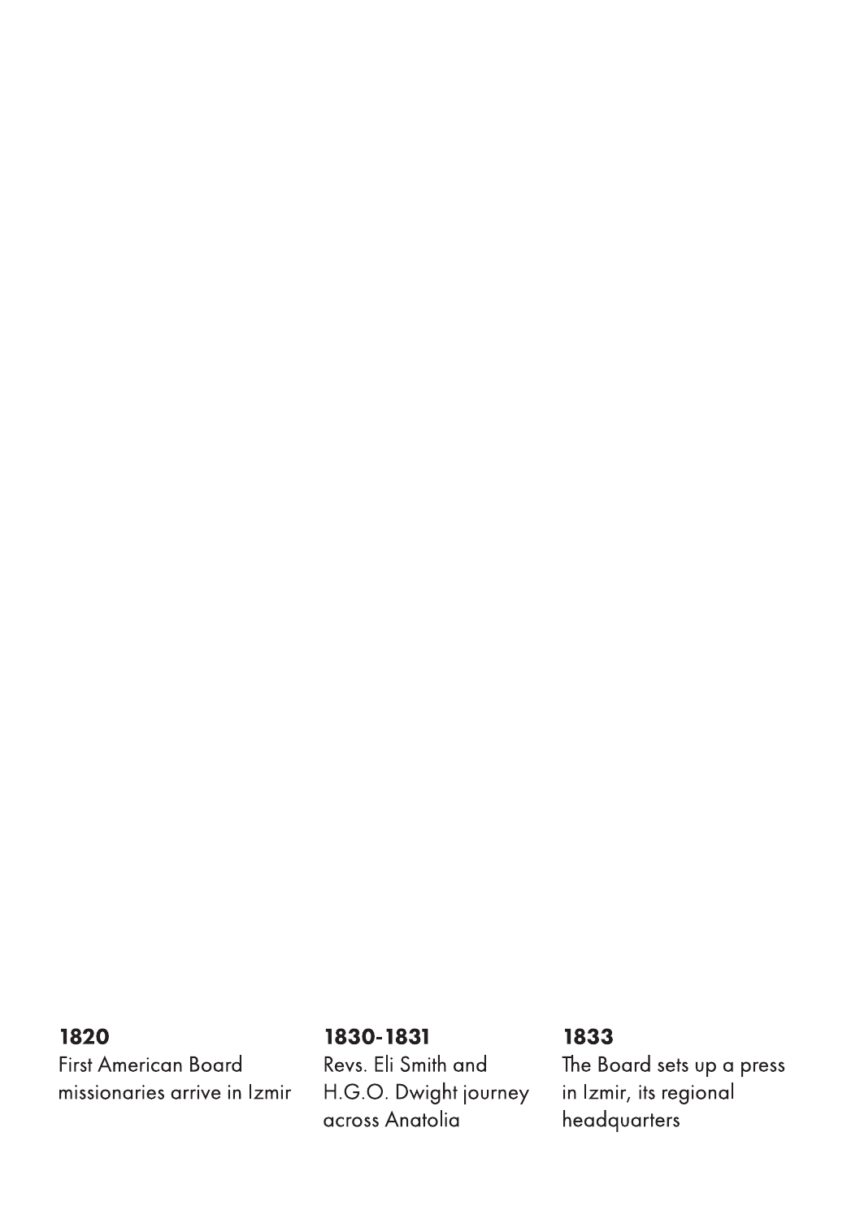**1820**
First American Board missionaries arrive in Izmir

**1830-1831**
Revs. Eli Smith and H.G.O. Dwight journey across Anatolia

**1833**
The Board sets up a press in Izmir, its regional headquarters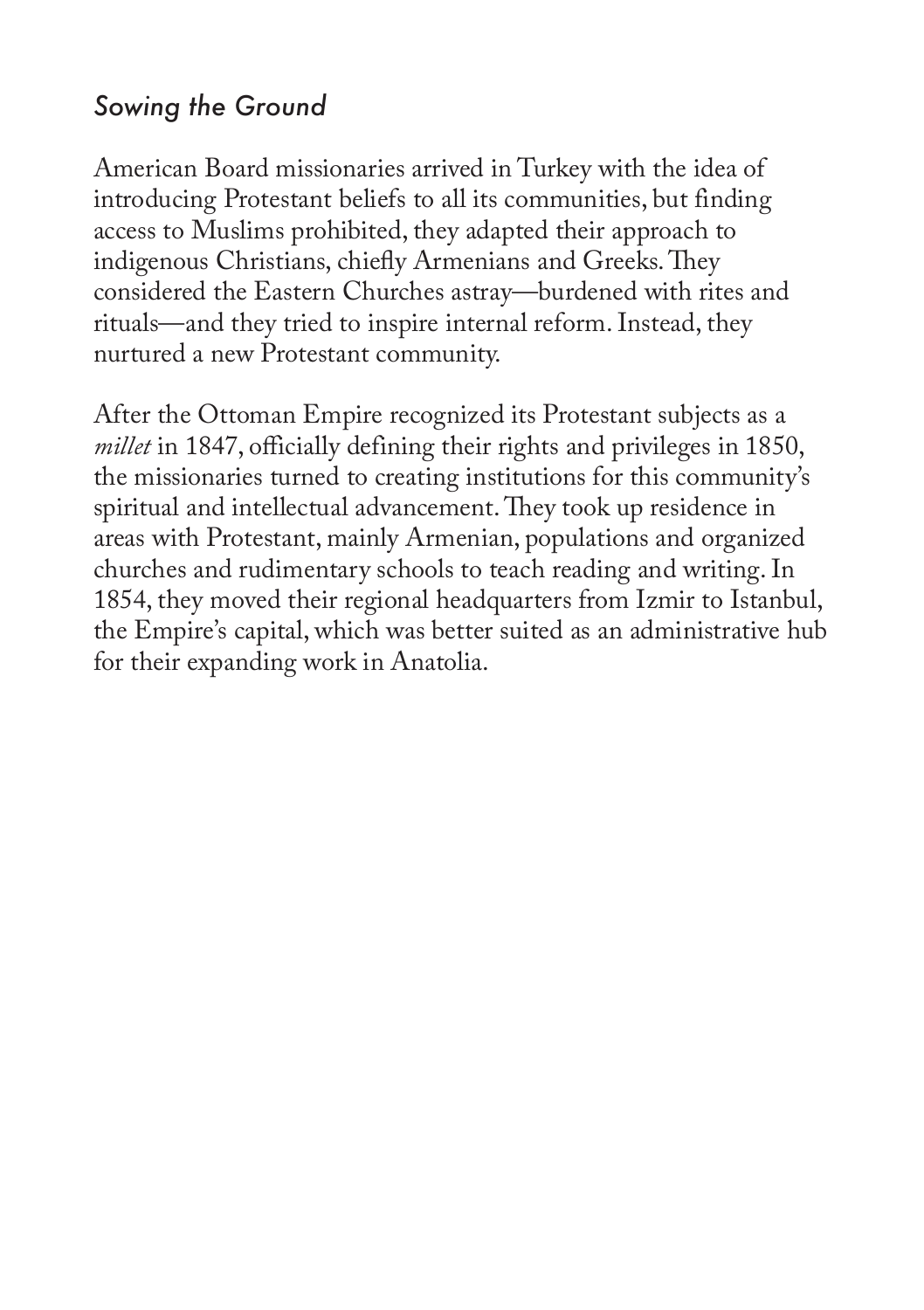## *Sowing the Ground*

American Board missionaries arrived in Turkey with the idea of introducing Protestant beliefs to all its communities, but finding access to Muslims prohibited, they adapted their approach to indigenous Christians, chiefly Armenians and Greeks. They considered the Eastern Churches astray—burdened with rites and rituals—and they tried to inspire internal reform. Instead, they nurtured a new Protestant community.

After the Ottoman Empire recognized its Protestant subjects as a *millet* in 1847, officially defining their rights and privileges in 1850, the missionaries turned to creating institutions for this community's spiritual and intellectual advancement. They took up residence in areas with Protestant, mainly Armenian, populations and organized churches and rudimentary schools to teach reading and writing. In 1854, they moved their regional headquarters from Izmir to Istanbul, the Empire's capital, which was better suited as an administrative hub for their expanding work in Anatolia.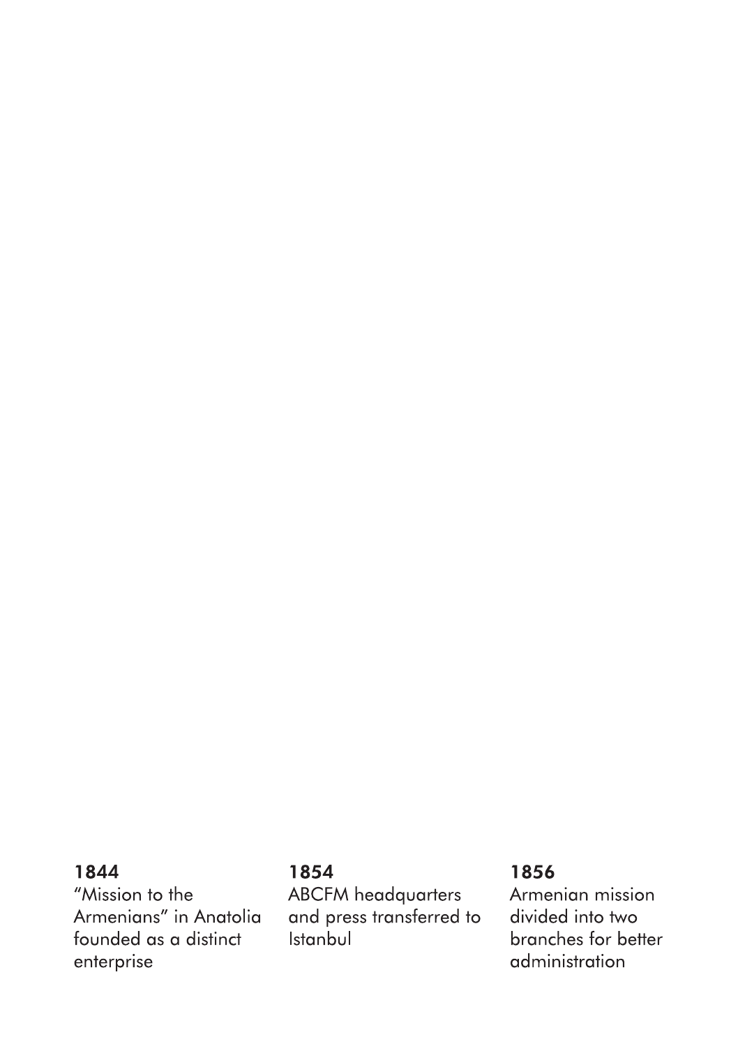**1844**
"Mission to the Armenians" in Anatolia founded as a distinct enterprise

**1854**
ABCFM headquarters and press transferred to Istanbul

**1856**
Armenian mission divided into two branches for better administration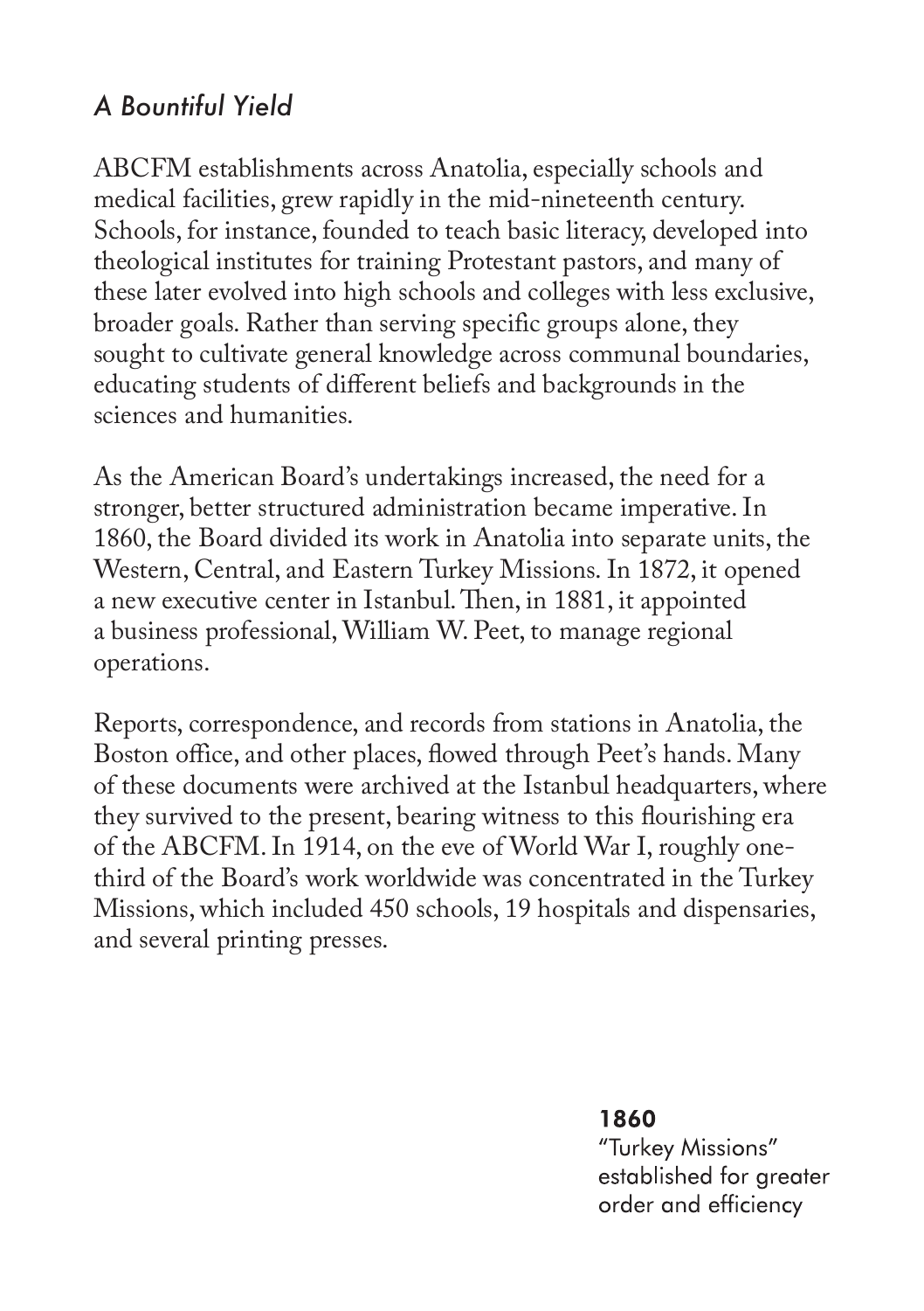## *A Bountiful Yield*

ABCFM establishments across Anatolia, especially schools and medical facilities, grew rapidly in the mid-nineteenth century. Schools, for instance, founded to teach basic literacy, developed into theological institutes for training Protestant pastors, and many of these later evolved into high schools and colleges with less exclusive, broader goals. Rather than serving specific groups alone, they sought to cultivate general knowledge across communal boundaries, educating students of different beliefs and backgrounds in the sciences and humanities.

As the American Board's undertakings increased, the need for a stronger, better structured administration became imperative. In 1860, the Board divided its work in Anatolia into separate units, the Western, Central, and Eastern Turkey Missions. In 1872, it opened a new executive center in Istanbul. Then, in 1881, it appointed a business professional, William W. Peet, to manage regional operations.

Reports, correspondence, and records from stations in Anatolia, the Boston office, and other places, flowed through Peet's hands. Many of these documents were archived at the Istanbul headquarters, where they survived to the present, bearing witness to this flourishing era of the ABCFM. In 1914, on the eve of World War I, roughly one-third of the Board's work worldwide was concentrated in the Turkey Missions, which included 450 schools, 19 hospitals and dispensaries, and several printing presses.

**1860**
"Turkey Missions" established for greater order and efficiency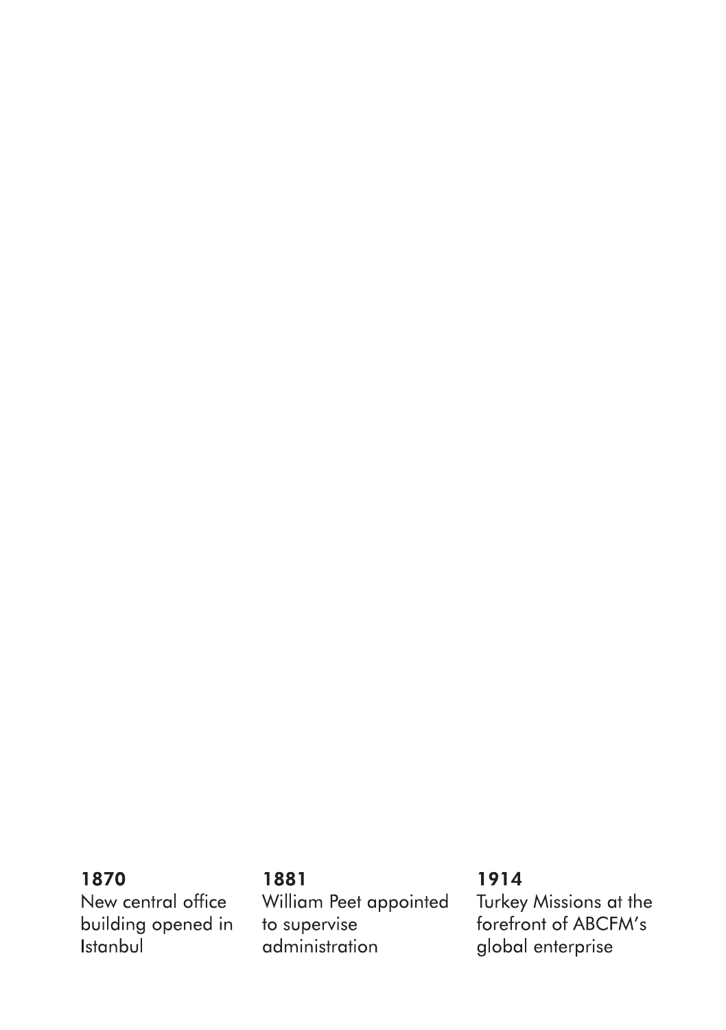**1870**
New central office building opened in Istanbul

**1881**
William Peet appointed to supervise administration

**1914**
Turkey Missions at the forefront of ABCFM's global enterprise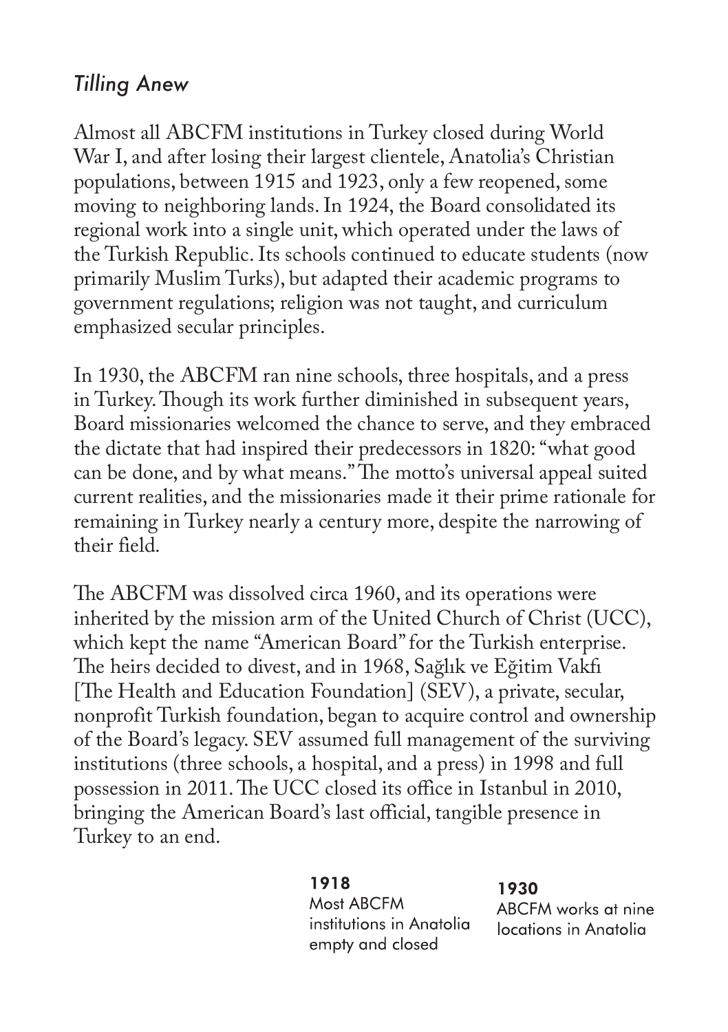*Tilling Anew*

Almost all ABCFM institutions in Turkey closed during World War I, and after losing their largest clientele, Anatolia's Christian populations, between 1915 and 1923, only a few reopened, some moving to neighboring lands. In 1924, the Board consolidated its regional work into a single unit, which operated under the laws of the Turkish Republic. Its schools continued to educate students (now primarily Muslim Turks), but adapted their academic programs to government regulations; religion was not taught, and curriculum emphasized secular principles.

In 1930, the ABCFM ran nine schools, three hospitals, and a press in Turkey. Though its work further diminished in subsequent years, Board missionaries welcomed the chance to serve, and they embraced the dictate that had inspired their predecessors in 1820: "what good can be done, and by what means." The motto's universal appeal suited current realities, and the missionaries made it their prime rationale for remaining in Turkey nearly a century more, despite the narrowing of their field.

The ABCFM was dissolved circa 1960, and its operations were inherited by the mission arm of the United Church of Christ (UCC), which kept the name "American Board" for the Turkish enterprise. The heirs decided to divest, and in 1968, Sağlık ve Eğitim Vakfı [The Health and Education Foundation] (SEV), a private, secular, nonprofit Turkish foundation, began to acquire control and ownership of the Board's legacy. SEV assumed full management of the surviving institutions (three schools, a hospital, and a press) in 1998 and full possession in 2011. The UCC closed its office in Istanbul in 2010, bringing the American Board's last official, tangible presence in Turkey to an end.

**1918**
Most ABCFM institutions in Anatolia empty and closed

**1930**
ABCFM works at nine locations in Anatolia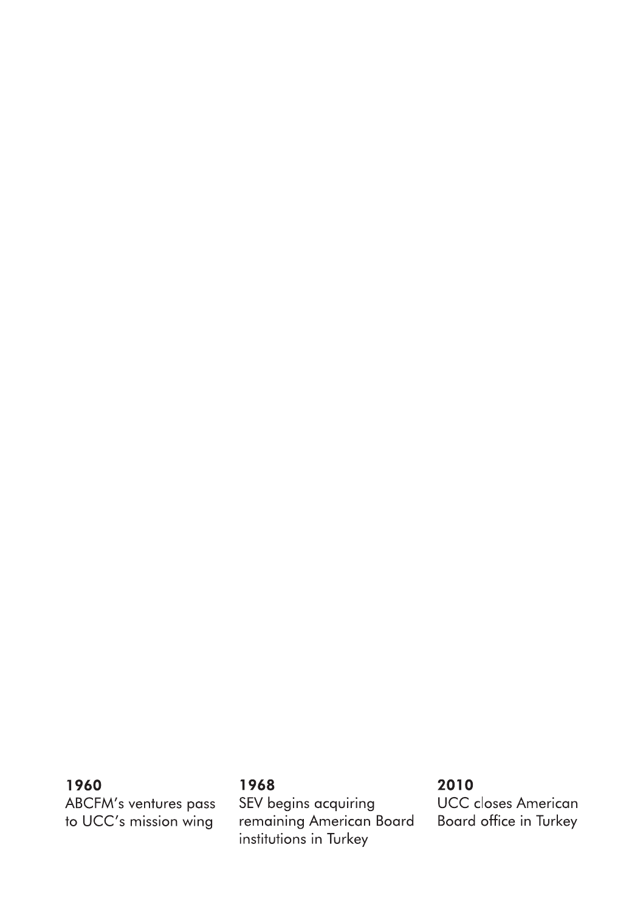**1960**
ABCFM's ventures pass to UCC's mission wing

**1968**
SEV begins acquiring remaining American Board institutions in Turkey

**2010**
UCC closes American Board office in Turkey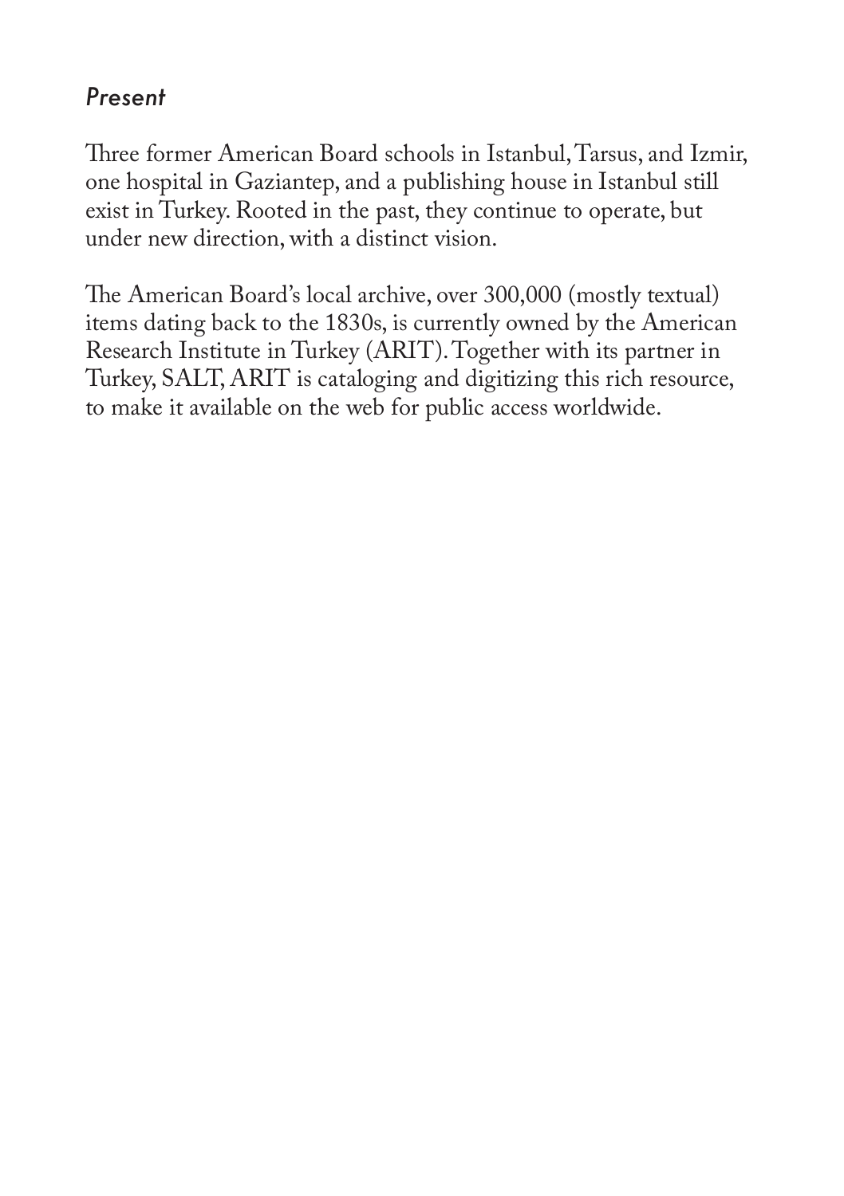*Present*

Three former American Board schools in Istanbul, Tarsus, and Izmir, one hospital in Gaziantep, and a publishing house in Istanbul still exist in Turkey. Rooted in the past, they continue to operate, but under new direction, with a distinct vision.

The American Board's local archive, over 300,000 (mostly textual) items dating back to the 1830s, is currently owned by the American Research Institute in Turkey (ARIT). Together with its partner in Turkey, SALT, ARIT is cataloging and digitizing this rich resource, to make it available on the web for public access worldwide.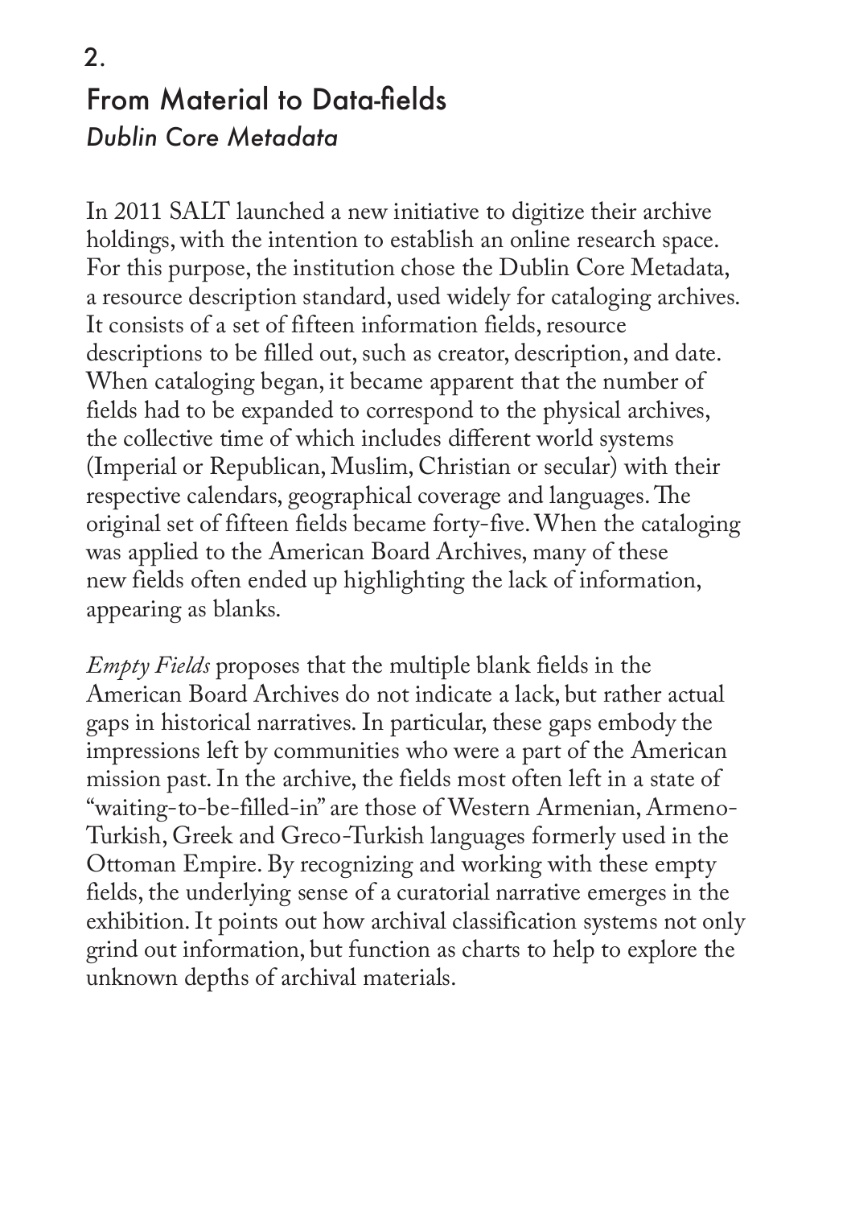## 2.

## From Material to Data-fields

*Dublin Core Metadata*

In 2011 SALT launched a new initiative to digitize their archive holdings, with the intention to establish an online research space. For this purpose, the institution chose the Dublin Core Metadata, a resource description standard, used widely for cataloging archives. It consists of a set of fifteen information fields, resource descriptions to be filled out, such as creator, description, and date. When cataloging began, it became apparent that the number of fields had to be expanded to correspond to the physical archives, the collective time of which includes different world systems (Imperial or Republican, Muslim, Christian or secular) with their respective calendars, geographical coverage and languages. The original set of fifteen fields became forty-five. When the cataloging was applied to the American Board Archives, many of these new fields often ended up highlighting the lack of information, appearing as blanks.

*Empty Fields* proposes that the multiple blank fields in the American Board Archives do not indicate a lack, but rather actual gaps in historical narratives. In particular, these gaps embody the impressions left by communities who were a part of the American mission past. In the archive, the fields most often left in a state of "waiting-to-be-filled-in" are those of Western Armenian, Armeno-Turkish, Greek and Greco-Turkish languages formerly used in the Ottoman Empire. By recognizing and working with these empty fields, the underlying sense of a curatorial narrative emerges in the exhibition. It points out how archival classification systems not only grind out information, but function as charts to help to explore the unknown depths of archival materials.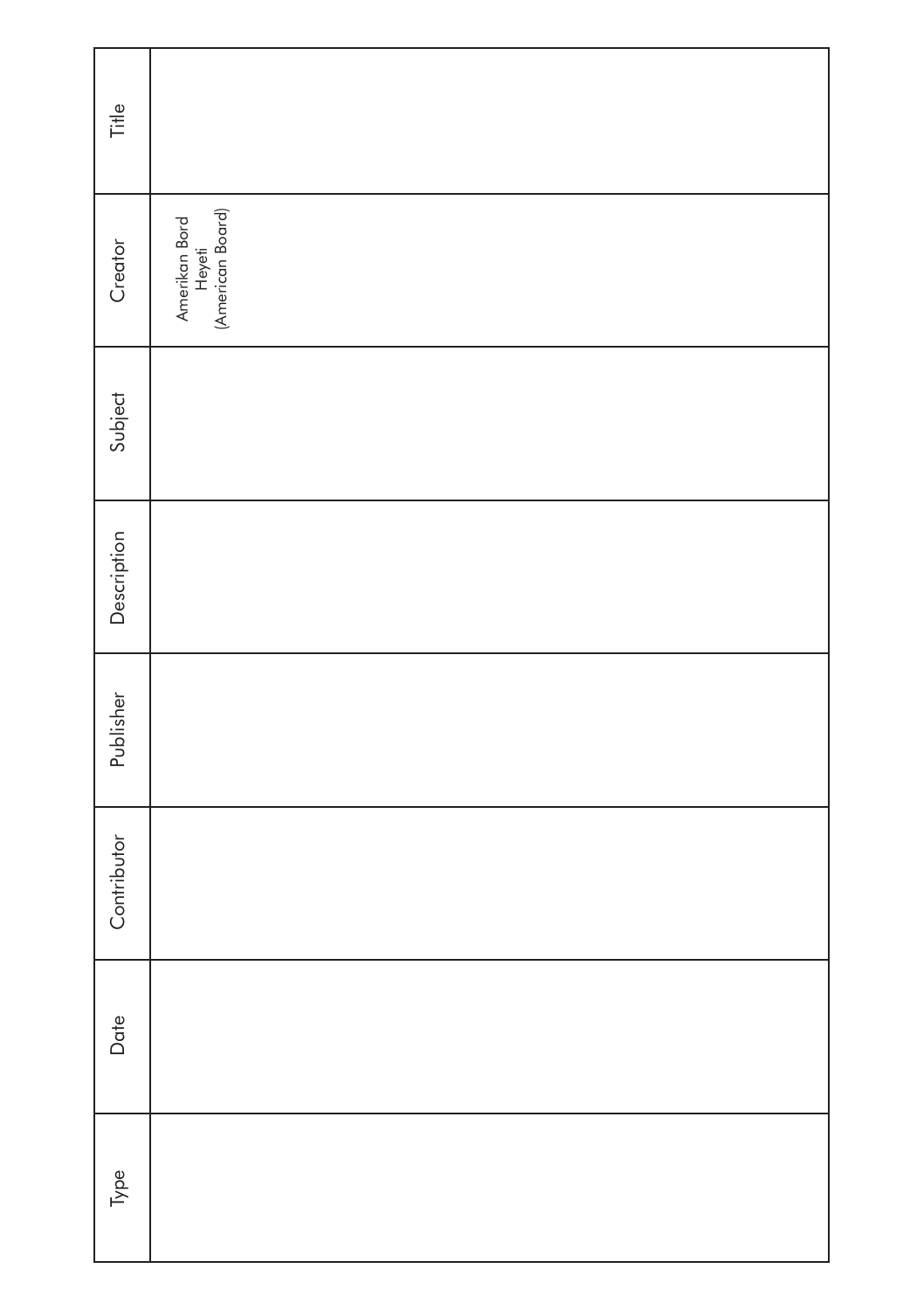| Title | |
|---|---|
| Creator | Amerikan Bord Heyeti (American Board) |
| Subject | |
| Description | |
| Publisher | |
| Contributor | |
| Date | |
| Type | |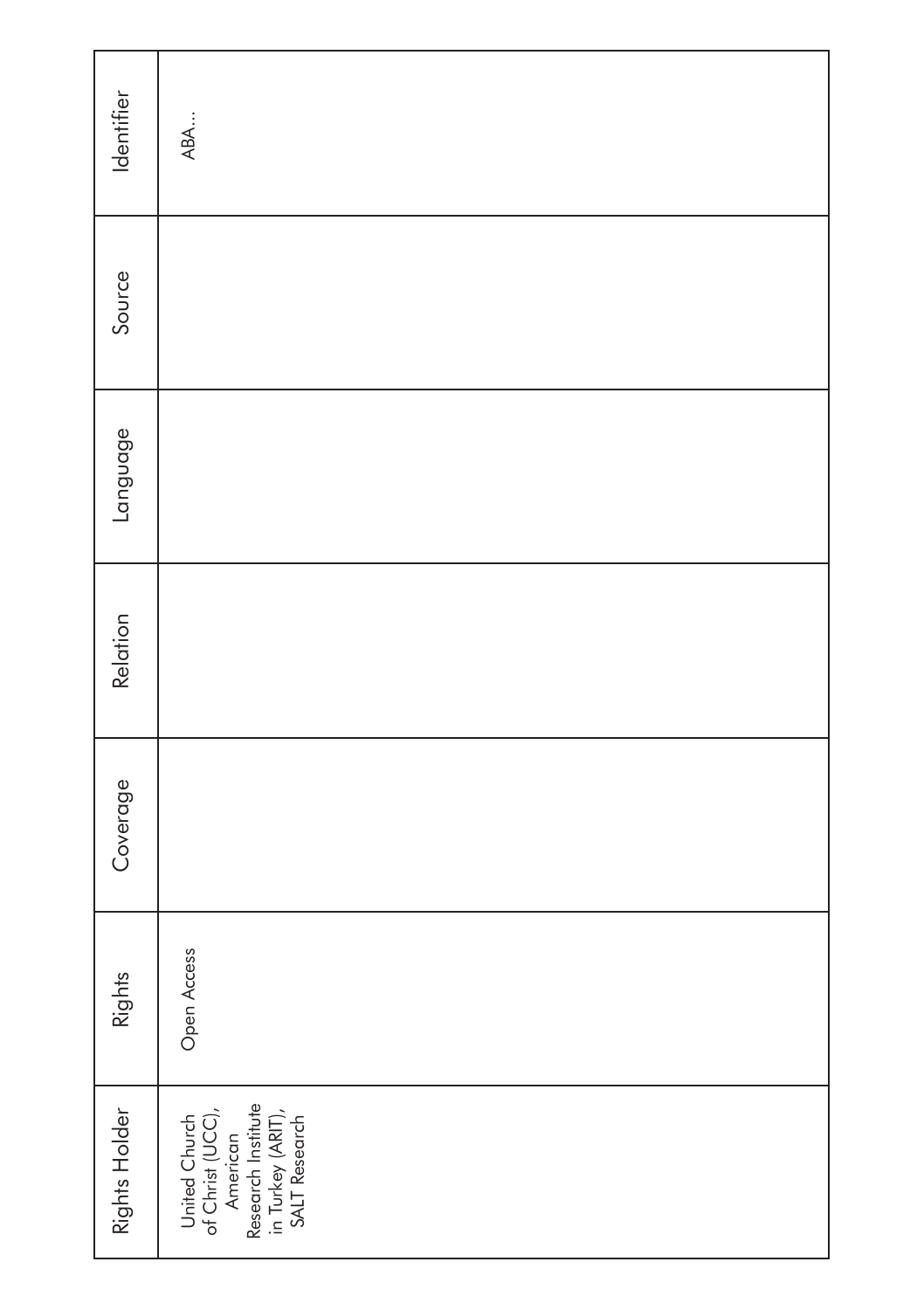| Rights Holder | Rights | Coverage | Relation | Language | Source | Identifier |
|---|---|---|---|---|---|---|
| United Church of Christ (UCC), American Research Institute in Turkey (ARIT), SALT Research | Open Access | | | | | ABA... |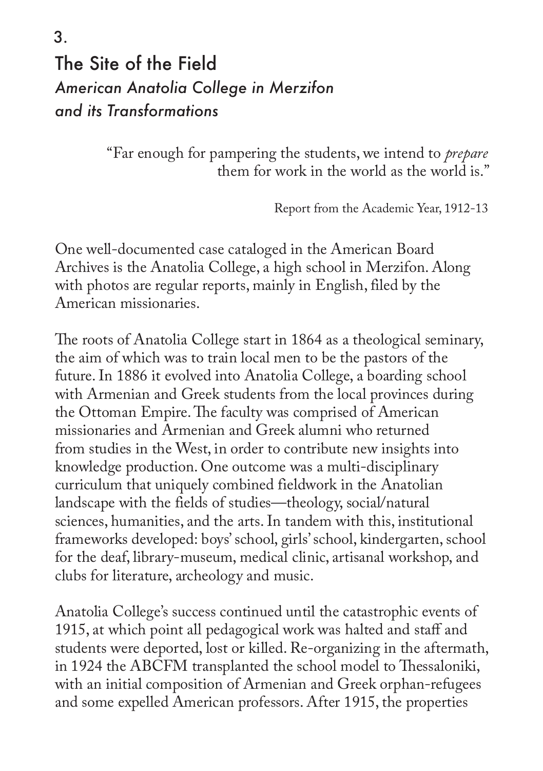3.

## The Site of the Field
### *American Anatolia College in Merzifon and its Transformations*

> "Far enough for pampering the students, we intend to *prepare* them for work in the world as the world is."
>
> Report from the Academic Year, 1912-13

One well-documented case cataloged in the American Board Archives is the Anatolia College, a high school in Merzifon. Along with photos are regular reports, mainly in English, filed by the American missionaries.

The roots of Anatolia College start in 1864 as a theological seminary, the aim of which was to train local men to be the pastors of the future. In 1886 it evolved into Anatolia College, a boarding school with Armenian and Greek students from the local provinces during the Ottoman Empire. The faculty was comprised of American missionaries and Armenian and Greek alumni who returned from studies in the West, in order to contribute new insights into knowledge production. One outcome was a multi-disciplinary curriculum that uniquely combined fieldwork in the Anatolian landscape with the fields of studies—theology, social/natural sciences, humanities, and the arts. In tandem with this, institutional frameworks developed: boys' school, girls' school, kindergarten, school for the deaf, library-museum, medical clinic, artisanal workshop, and clubs for literature, archeology and music.

Anatolia College's success continued until the catastrophic events of 1915, at which point all pedagogical work was halted and staff and students were deported, lost or killed. Re-organizing in the aftermath, in 1924 the ABCFM transplanted the school model to Thessaloniki, with an initial composition of Armenian and Greek orphan-refugees and some expelled American professors. After 1915, the properties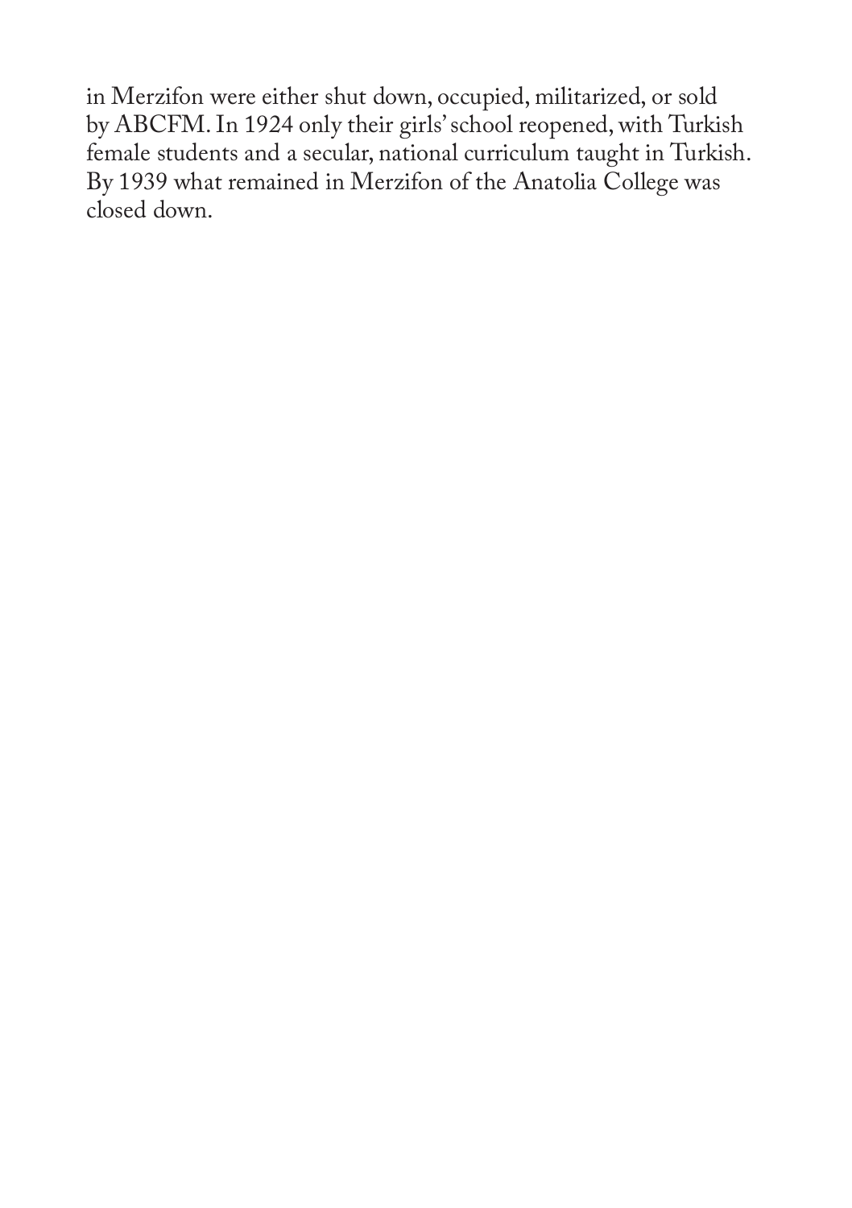in Merzifon were either shut down, occupied, militarized, or sold by ABCFM. In 1924 only their girls' school reopened, with Turkish female students and a secular, national curriculum taught in Turkish. By 1939 what remained in Merzifon of the Anatolia College was closed down.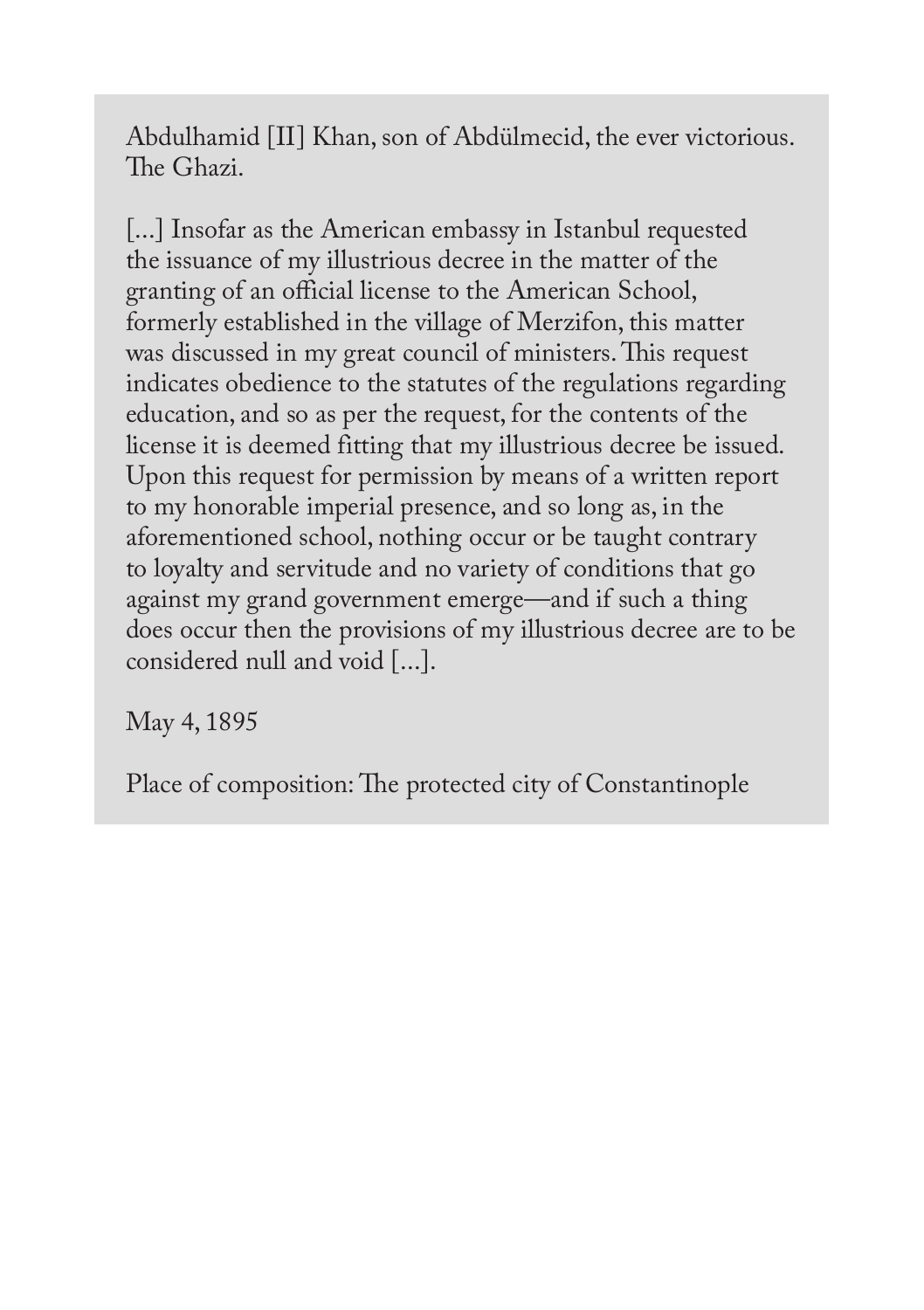Abdulhamid [II] Khan, son of Abdülmecid, the ever victorious. The Ghazi.

[...] Insofar as the American embassy in Istanbul requested the issuance of my illustrious decree in the matter of the granting of an official license to the American School, formerly established in the village of Merzifon, this matter was discussed in my great council of ministers. This request indicates obedience to the statutes of the regulations regarding education, and so as per the request, for the contents of the license it is deemed fitting that my illustrious decree be issued. Upon this request for permission by means of a written report to my honorable imperial presence, and so long as, in the aforementioned school, nothing occur or be taught contrary to loyalty and servitude and no variety of conditions that go against my grand government emerge—and if such a thing does occur then the provisions of my illustrious decree are to be considered null and void [...].

May 4, 1895

Place of composition: The protected city of Constantinople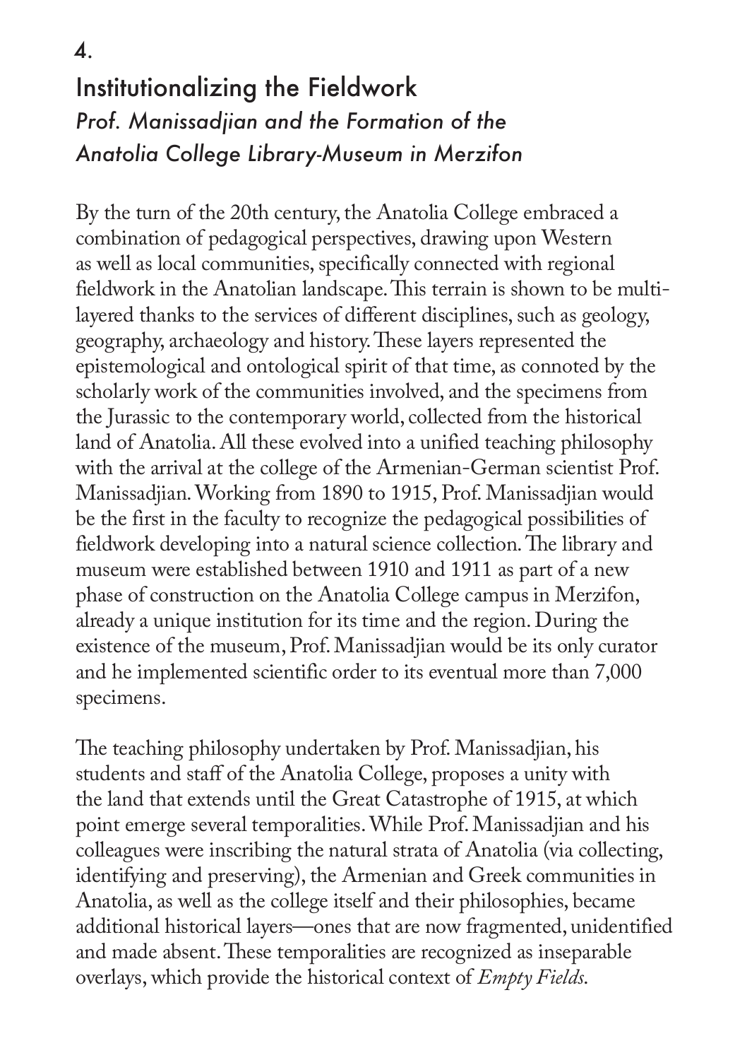4.

## Institutionalizing the Fieldwork

### *Prof. Manissadjian and the Formation of the Anatolia College Library-Museum in Merzifon*

By the turn of the 20th century, the Anatolia College embraced a combination of pedagogical perspectives, drawing upon Western as well as local communities, specifically connected with regional fieldwork in the Anatolian landscape. This terrain is shown to be multi-layered thanks to the services of different disciplines, such as geology, geography, archaeology and history. These layers represented the epistemological and ontological spirit of that time, as connoted by the scholarly work of the communities involved, and the specimens from the Jurassic to the contemporary world, collected from the historical land of Anatolia. All these evolved into a unified teaching philosophy with the arrival at the college of the Armenian-German scientist Prof. Manissadjian. Working from 1890 to 1915, Prof. Manissadjian would be the first in the faculty to recognize the pedagogical possibilities of fieldwork developing into a natural science collection. The library and museum were established between 1910 and 1911 as part of a new phase of construction on the Anatolia College campus in Merzifon, already a unique institution for its time and the region. During the existence of the museum, Prof. Manissadjian would be its only curator and he implemented scientific order to its eventual more than 7,000 specimens.

The teaching philosophy undertaken by Prof. Manissadjian, his students and staff of the Anatolia College, proposes a unity with the land that extends until the Great Catastrophe of 1915, at which point emerge several temporalities. While Prof. Manissadjian and his colleagues were inscribing the natural strata of Anatolia (via collecting, identifying and preserving), the Armenian and Greek communities in Anatolia, as well as the college itself and their philosophies, became additional historical layers—ones that are now fragmented, unidentified and made absent. These temporalities are recognized as inseparable overlays, which provide the historical context of *Empty Fields*.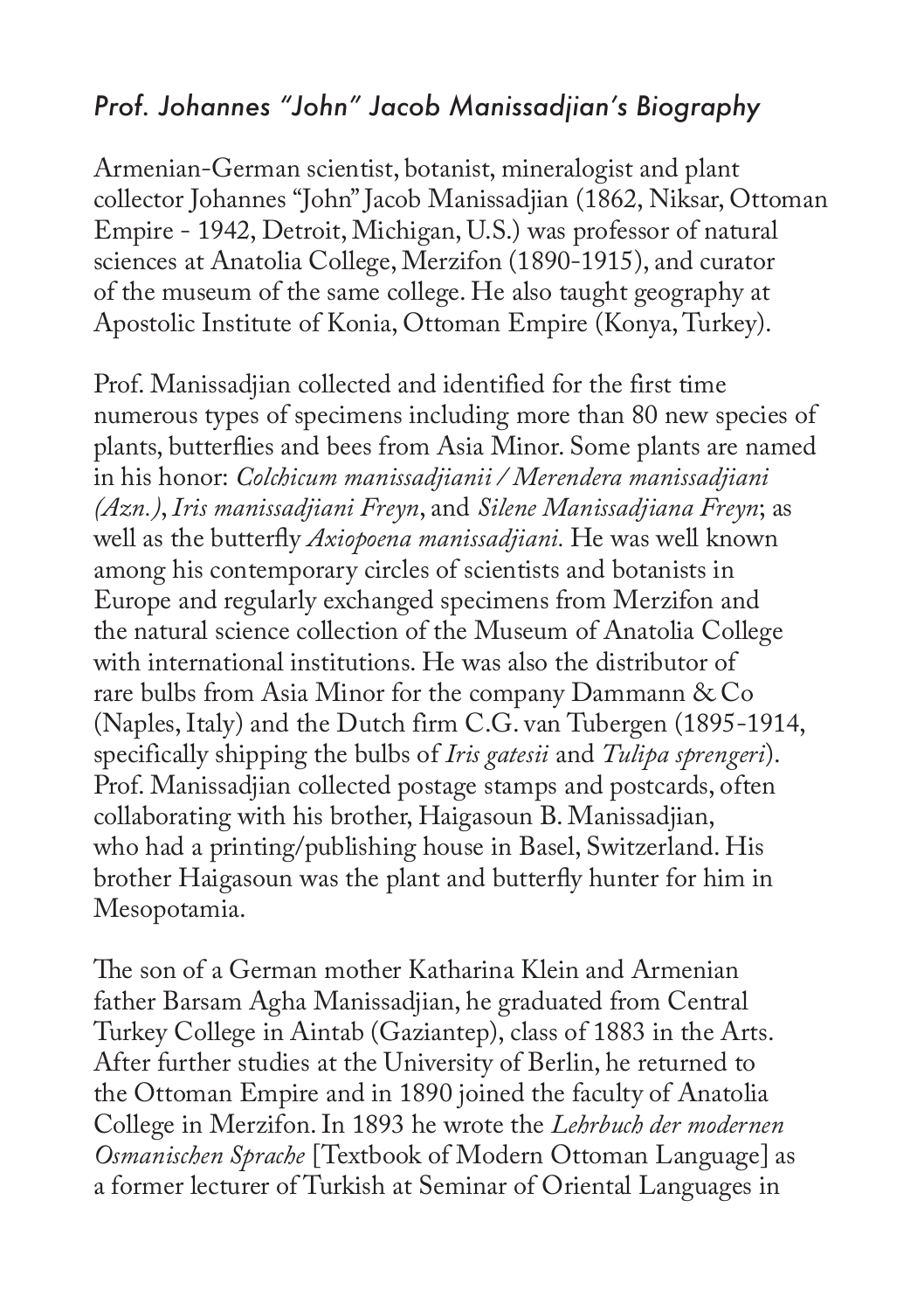## *Prof. Johannes "John" Jacob Manissadjian's Biography*

Armenian-German scientist, botanist, mineralogist and plant collector Johannes "John" Jacob Manissadjian (1862, Niksar, Ottoman Empire - 1942, Detroit, Michigan, U.S.) was professor of natural sciences at Anatolia College, Merzifon (1890-1915), and curator of the museum of the same college. He also taught geography at Apostolic Institute of Konia, Ottoman Empire (Konya, Turkey).

Prof. Manissadjian collected and identified for the first time numerous types of specimens including more than 80 new species of plants, butterflies and bees from Asia Minor. Some plants are named in his honor: *Colchicum manissadjianii / Merendera manissadjiani (Azn.)*, *Iris manissadjiani Freyn*, and *Silene Manissadjiana Freyn*; as well as the butterfly *Axiopoena manissadjiani.* He was well known among his contemporary circles of scientists and botanists in Europe and regularly exchanged specimens from Merzifon and the natural science collection of the Museum of Anatolia College with international institutions. He was also the distributor of rare bulbs from Asia Minor for the company Dammann & Co (Naples, Italy) and the Dutch firm C.G. van Tubergen (1895-1914, specifically shipping the bulbs of *Iris gatesii* and *Tulipa sprengeri*). Prof. Manissadjian collected postage stamps and postcards, often collaborating with his brother, Haigasoun B. Manissadjian, who had a printing/publishing house in Basel, Switzerland. His brother Haigasoun was the plant and butterfly hunter for him in Mesopotamia.

The son of a German mother Katharina Klein and Armenian father Barsam Agha Manissadjian, he graduated from Central Turkey College in Aintab (Gaziantep), class of 1883 in the Arts. After further studies at the University of Berlin, he returned to the Ottoman Empire and in 1890 joined the faculty of Anatolia College in Merzifon. In 1893 he wrote the *Lehrbuch der modernen Osmanischen Sprache* [Textbook of Modern Ottoman Language] as a former lecturer of Turkish at Seminar of Oriental Languages in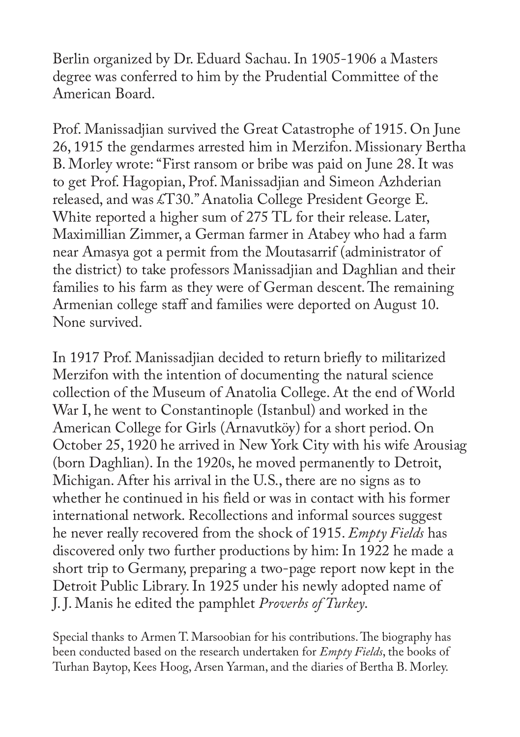Berlin organized by Dr. Eduard Sachau. In 1905-1906 a Masters degree was conferred to him by the Prudential Committee of the American Board.

Prof. Manissadjian survived the Great Catastrophe of 1915. On June 26, 1915 the gendarmes arrested him in Merzifon. Missionary Bertha B. Morley wrote: "First ransom or bribe was paid on June 28. It was to get Prof. Hagopian, Prof. Manissadjian and Simeon Azhderian released, and was £T30." Anatolia College President George E. White reported a higher sum of 275 TL for their release. Later, Maximillian Zimmer, a German farmer in Atabey who had a farm near Amasya got a permit from the Moutasarrif (administrator of the district) to take professors Manissadjian and Daghlian and their families to his farm as they were of German descent. The remaining Armenian college staff and families were deported on August 10. None survived.

In 1917 Prof. Manissadjian decided to return briefly to militarized Merzifon with the intention of documenting the natural science collection of the Museum of Anatolia College. At the end of World War I, he went to Constantinople (Istanbul) and worked in the American College for Girls (Arnavutköy) for a short period. On October 25, 1920 he arrived in New York City with his wife Arousiag (born Daghlian). In the 1920s, he moved permanently to Detroit, Michigan. After his arrival in the U.S., there are no signs as to whether he continued in his field or was in contact with his former international network. Recollections and informal sources suggest he never really recovered from the shock of 1915. *Empty Fields* has discovered only two further productions by him: In 1922 he made a short trip to Germany, preparing a two-page report now kept in the Detroit Public Library. In 1925 under his newly adopted name of J. J. Manis he edited the pamphlet *Proverbs of Turkey*.

Special thanks to Armen T. Marsoobian for his contributions. The biography has been conducted based on the research undertaken for *Empty Fields*, the books of Turhan Baytop, Kees Hoog, Arsen Yarman, and the diaries of Bertha B. Morley.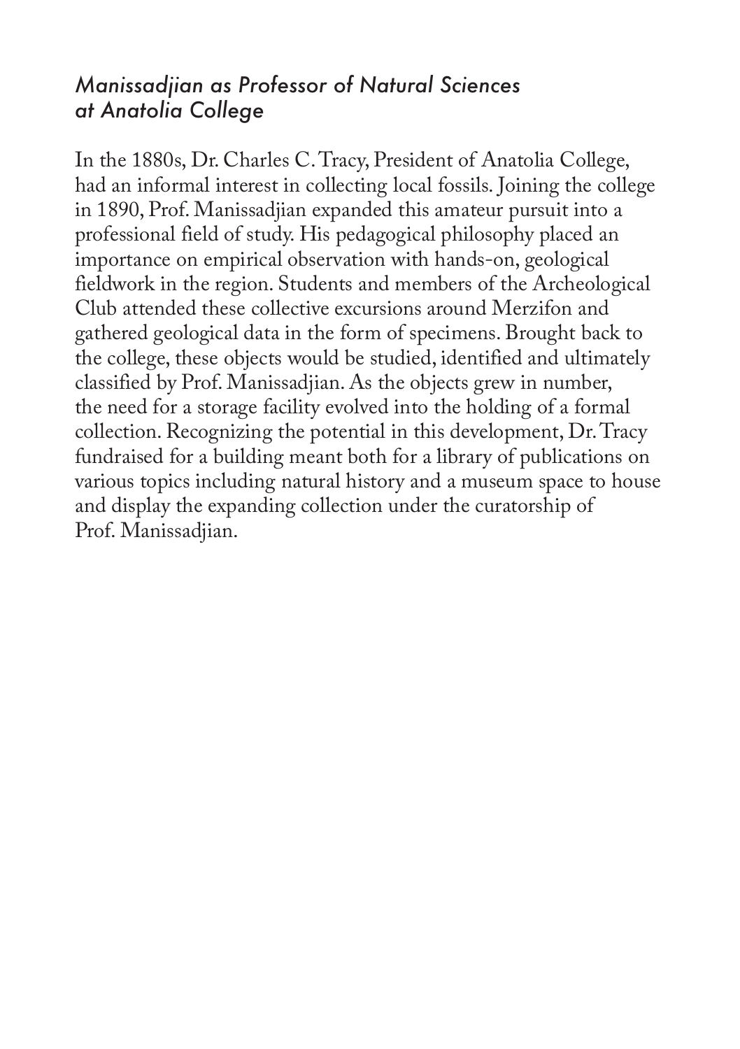## *Manissadjian as Professor of Natural Sciences at Anatolia College*

In the 1880s, Dr. Charles C. Tracy, President of Anatolia College, had an informal interest in collecting local fossils. Joining the college in 1890, Prof. Manissadjian expanded this amateur pursuit into a professional field of study. His pedagogical philosophy placed an importance on empirical observation with hands-on, geological fieldwork in the region. Students and members of the Archeological Club attended these collective excursions around Merzifon and gathered geological data in the form of specimens. Brought back to the college, these objects would be studied, identified and ultimately classified by Prof. Manissadjian. As the objects grew in number, the need for a storage facility evolved into the holding of a formal collection. Recognizing the potential in this development, Dr. Tracy fundraised for a building meant both for a library of publications on various topics including natural history and a museum space to house and display the expanding collection under the curatorship of Prof. Manissadjian.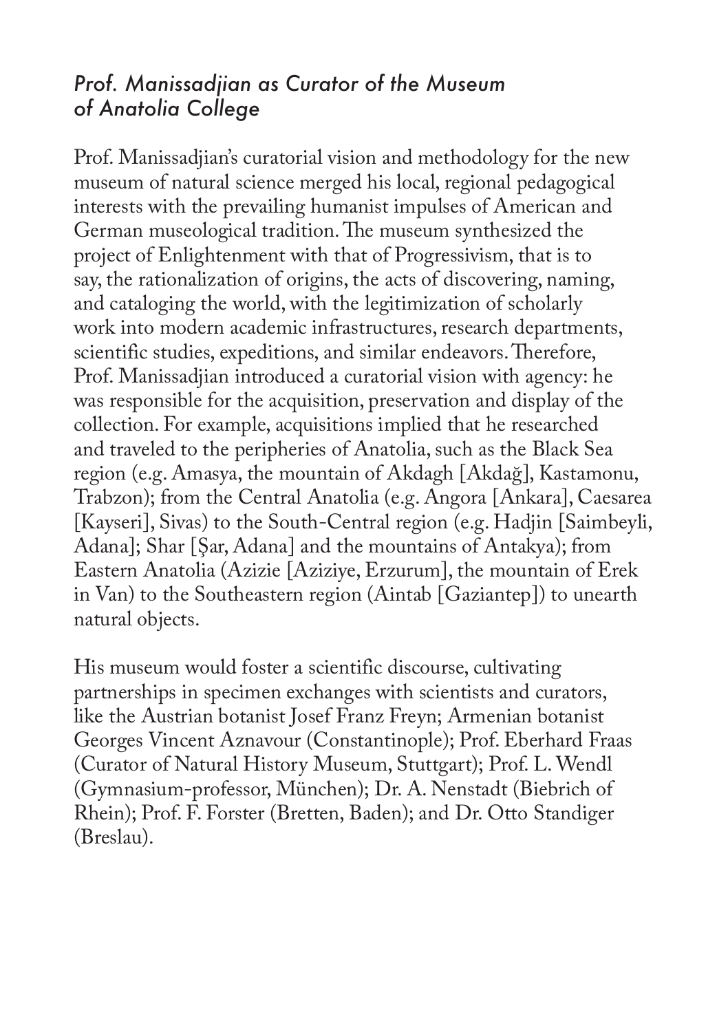### *Prof. Manissadjian as Curator of the Museum of Anatolia College*

Prof. Manissadjian's curatorial vision and methodology for the new museum of natural science merged his local, regional pedagogical interests with the prevailing humanist impulses of American and German museological tradition. The museum synthesized the project of Enlightenment with that of Progressivism, that is to say, the rationalization of origins, the acts of discovering, naming, and cataloging the world, with the legitimization of scholarly work into modern academic infrastructures, research departments, scientific studies, expeditions, and similar endeavors. Therefore, Prof. Manissadjian introduced a curatorial vision with agency: he was responsible for the acquisition, preservation and display of the collection. For example, acquisitions implied that he researched and traveled to the peripheries of Anatolia, such as the Black Sea region (e.g. Amasya, the mountain of Akdagh [Akdağ], Kastamonu, Trabzon); from the Central Anatolia (e.g. Angora [Ankara], Caesarea [Kayseri], Sivas) to the South-Central region (e.g. Hadjin [Saimbeyli, Adana]; Shar [Şar, Adana] and the mountains of Antakya); from Eastern Anatolia (Azizie [Aziziye, Erzurum], the mountain of Erek in Van) to the Southeastern region (Aintab [Gaziantep]) to unearth natural objects.

His museum would foster a scientific discourse, cultivating partnerships in specimen exchanges with scientists and curators, like the Austrian botanist Josef Franz Freyn; Armenian botanist Georges Vincent Aznavour (Constantinople); Prof. Eberhard Fraas (Curator of Natural History Museum, Stuttgart); Prof. L. Wendl (Gymnasium-professor, München); Dr. A. Nenstadt (Biebrich of Rhein); Prof. F. Forster (Bretten, Baden); and Dr. Otto Standiger (Breslau).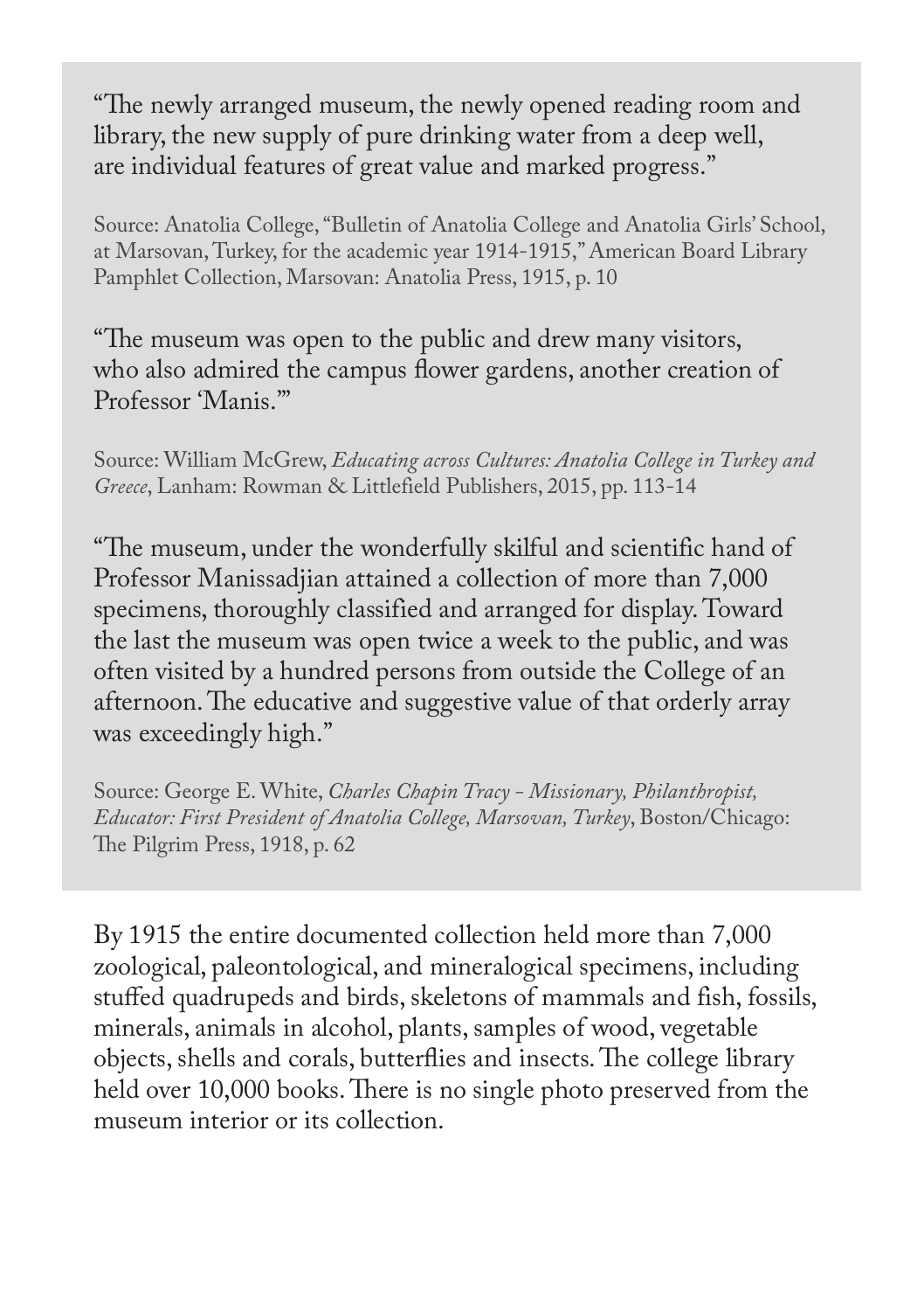"The newly arranged museum, the newly opened reading room and library, the new supply of pure drinking water from a deep well, are individual features of great value and marked progress."

Source: Anatolia College, "Bulletin of Anatolia College and Anatolia Girls' School, at Marsovan, Turkey, for the academic year 1914-1915," American Board Library Pamphlet Collection, Marsovan: Anatolia Press, 1915, p. 10

"The museum was open to the public and drew many visitors, who also admired the campus flower gardens, another creation of Professor 'Manis.'"

Source: William McGrew, *Educating across Cultures: Anatolia College in Turkey and Greece*, Lanham: Rowman & Littlefield Publishers, 2015, pp. 113-14

"The museum, under the wonderfully skilful and scientific hand of Professor Manissadjian attained a collection of more than 7,000 specimens, thoroughly classified and arranged for display. Toward the last the museum was open twice a week to the public, and was often visited by a hundred persons from outside the College of an afternoon. The educative and suggestive value of that orderly array was exceedingly high."

Source: George E. White, *Charles Chapin Tracy - Missionary, Philanthropist, Educator: First President of Anatolia College, Marsovan, Turkey*, Boston/Chicago: The Pilgrim Press, 1918, p. 62

By 1915 the entire documented collection held more than 7,000 zoological, paleontological, and mineralogical specimens, including stuffed quadrupeds and birds, skeletons of mammals and fish, fossils, minerals, animals in alcohol, plants, samples of wood, vegetable objects, shells and corals, butterflies and insects. The college library held over 10,000 books. There is no single photo preserved from the museum interior or its collection.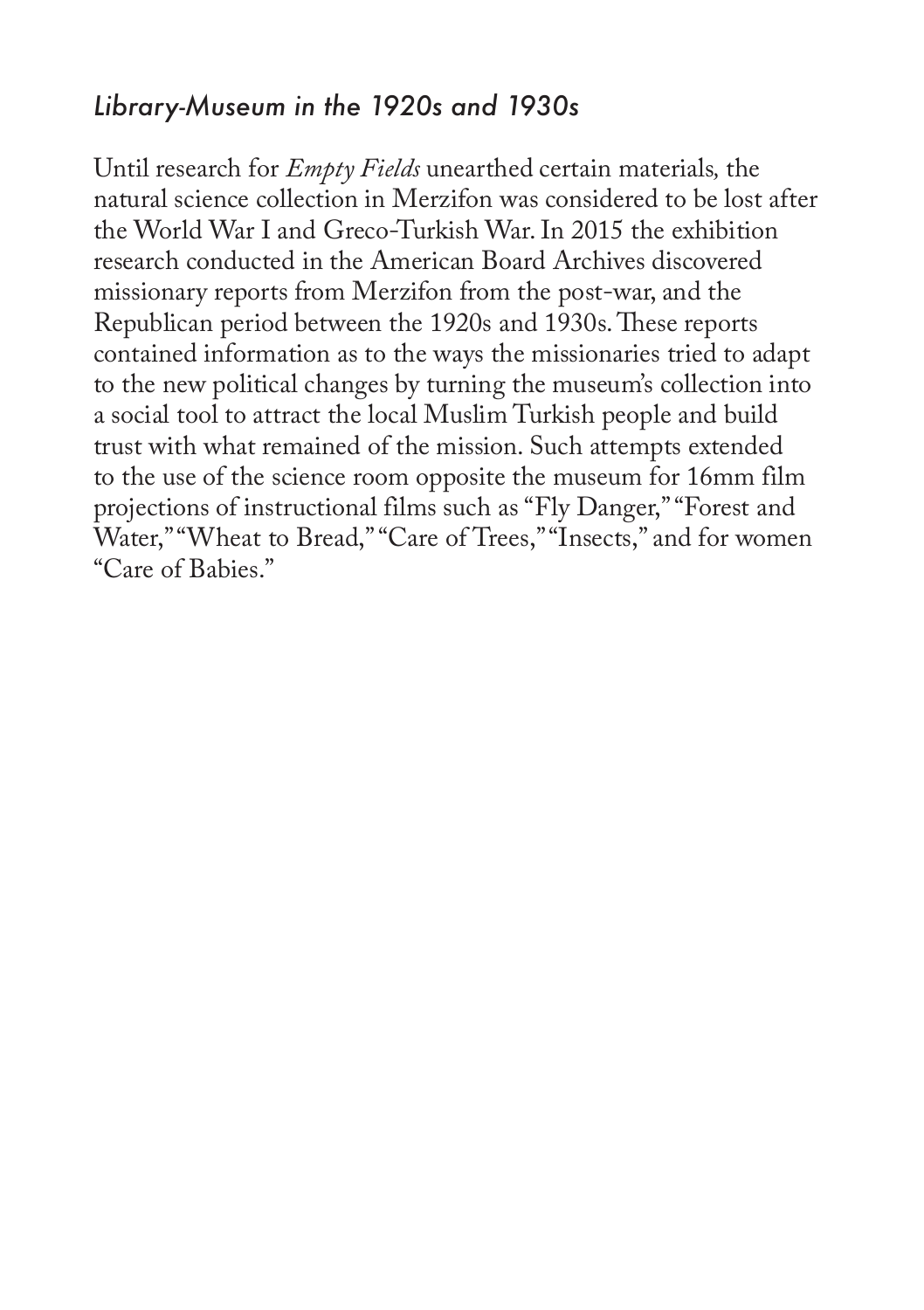## *Library-Museum in the 1920s and 1930s*

Until research for *Empty Fields* unearthed certain materials, the natural science collection in Merzifon was considered to be lost after the World War I and Greco-Turkish War. In 2015 the exhibition research conducted in the American Board Archives discovered missionary reports from Merzifon from the post-war, and the Republican period between the 1920s and 1930s. These reports contained information as to the ways the missionaries tried to adapt to the new political changes by turning the museum's collection into a social tool to attract the local Muslim Turkish people and build trust with what remained of the mission. Such attempts extended to the use of the science room opposite the museum for 16mm film projections of instructional films such as "Fly Danger," "Forest and Water," "Wheat to Bread," "Care of Trees," "Insects," and for women "Care of Babies."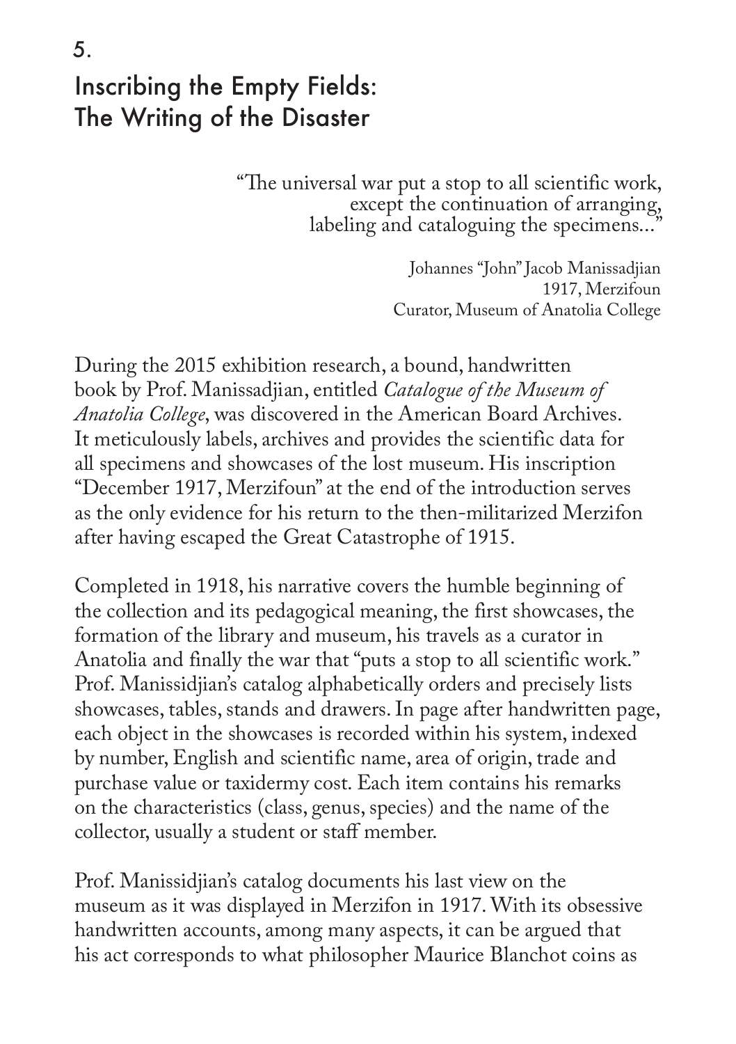5.

# Inscribing the Empty Fields: The Writing of the Disaster

> "The universal war put a stop to all scientific work,
> except the continuation of arranging,
> labeling and cataloguing the specimens..."
>
> Johannes "John" Jacob Manissadjian
> 1917, Merzifoun
> Curator, Museum of Anatolia College

During the 2015 exhibition research, a bound, handwritten book by Prof. Manissadjian, entitled *Catalogue of the Museum of Anatolia College*, was discovered in the American Board Archives. It meticulously labels, archives and provides the scientific data for all specimens and showcases of the lost museum. His inscription "December 1917, Merzifoun" at the end of the introduction serves as the only evidence for his return to the then-militarized Merzifon after having escaped the Great Catastrophe of 1915.

Completed in 1918, his narrative covers the humble beginning of the collection and its pedagogical meaning, the first showcases, the formation of the library and museum, his travels as a curator in Anatolia and finally the war that "puts a stop to all scientific work." Prof. Manissidjian's catalog alphabetically orders and precisely lists showcases, tables, stands and drawers. In page after handwritten page, each object in the showcases is recorded within his system, indexed by number, English and scientific name, area of origin, trade and purchase value or taxidermy cost. Each item contains his remarks on the characteristics (class, genus, species) and the name of the collector, usually a student or staff member.

Prof. Manissidjian's catalog documents his last view on the museum as it was displayed in Merzifon in 1917. With its obsessive handwritten accounts, among many aspects, it can be argued that his act corresponds to what philosopher Maurice Blanchot coins as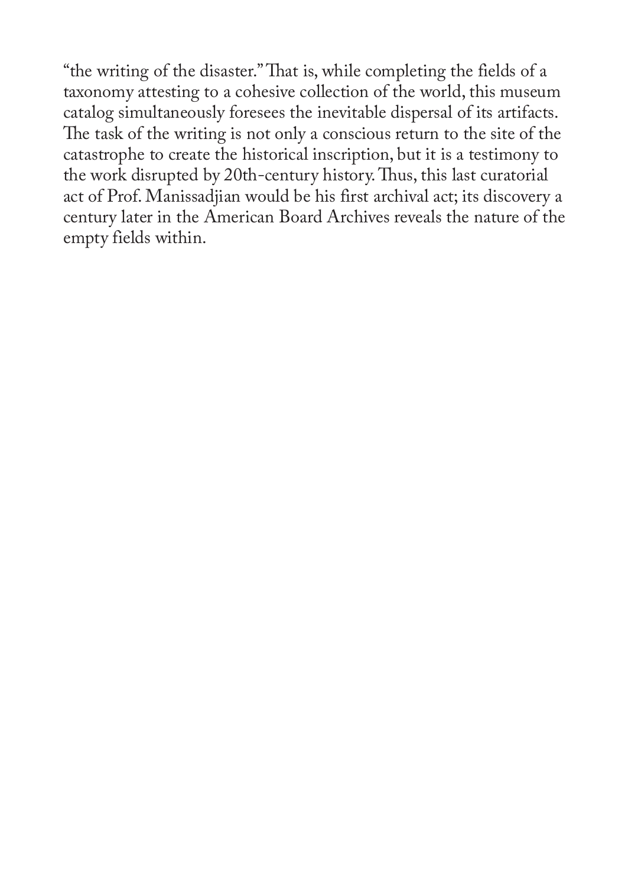"the writing of the disaster." That is, while completing the fields of a taxonomy attesting to a cohesive collection of the world, this museum catalog simultaneously foresees the inevitable dispersal of its artifacts. The task of the writing is not only a conscious return to the site of the catastrophe to create the historical inscription, but it is a testimony to the work disrupted by 20th-century history. Thus, this last curatorial act of Prof. Manissadjian would be his first archival act; its discovery a century later in the American Board Archives reveals the nature of the empty fields within.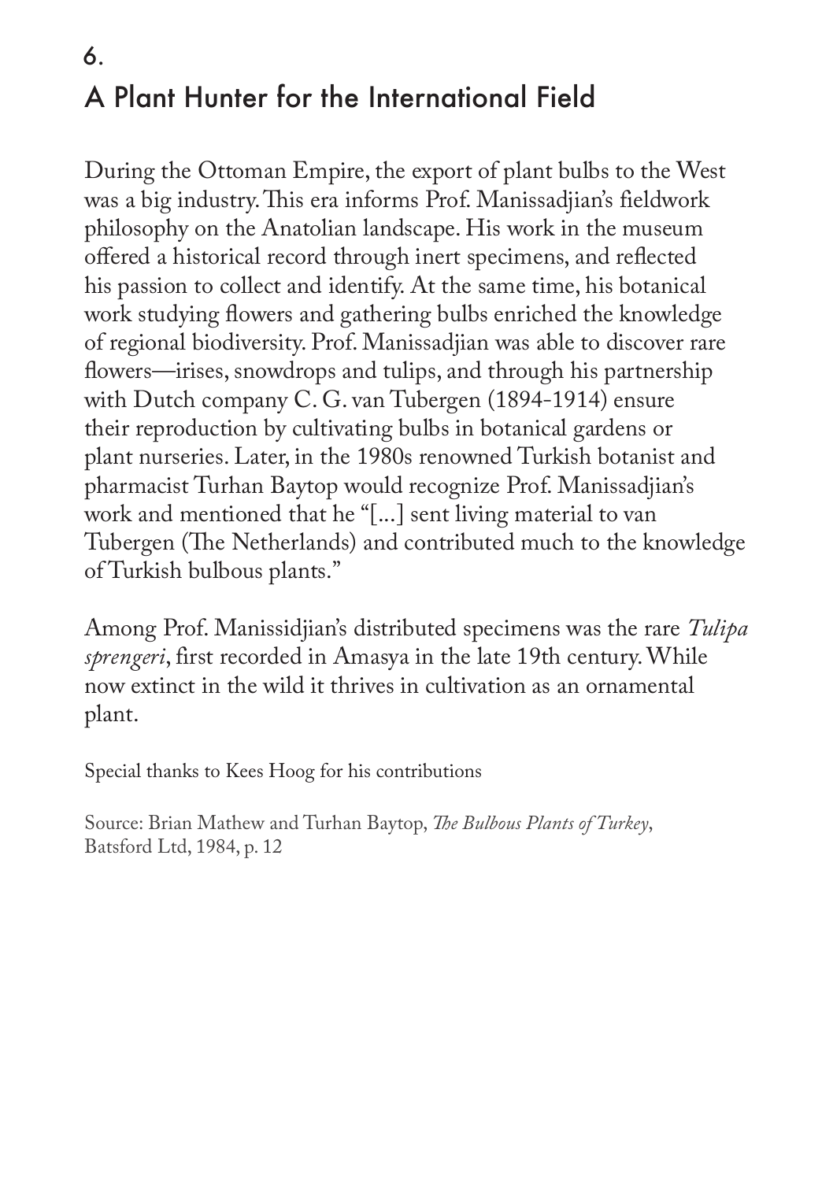# 6.

## A Plant Hunter for the International Field

During the Ottoman Empire, the export of plant bulbs to the West was a big industry. This era informs Prof. Manissadjian's fieldwork philosophy on the Anatolian landscape. His work in the museum offered a historical record through inert specimens, and reflected his passion to collect and identify. At the same time, his botanical work studying flowers and gathering bulbs enriched the knowledge of regional biodiversity. Prof. Manissadjian was able to discover rare flowers—irises, snowdrops and tulips, and through his partnership with Dutch company C. G. van Tubergen (1894-1914) ensure their reproduction by cultivating bulbs in botanical gardens or plant nurseries. Later, in the 1980s renowned Turkish botanist and pharmacist Turhan Baytop would recognize Prof. Manissadjian's work and mentioned that he "[...] sent living material to van Tubergen (The Netherlands) and contributed much to the knowledge of Turkish bulbous plants."

Among Prof. Manissidjian's distributed specimens was the rare *Tulipa sprengeri*, first recorded in Amasya in the late 19th century. While now extinct in the wild it thrives in cultivation as an ornamental plant.

Special thanks to Kees Hoog for his contributions

Source: Brian Mathew and Turhan Baytop, *The Bulbous Plants of Turkey*, Batsford Ltd, 1984, p. 12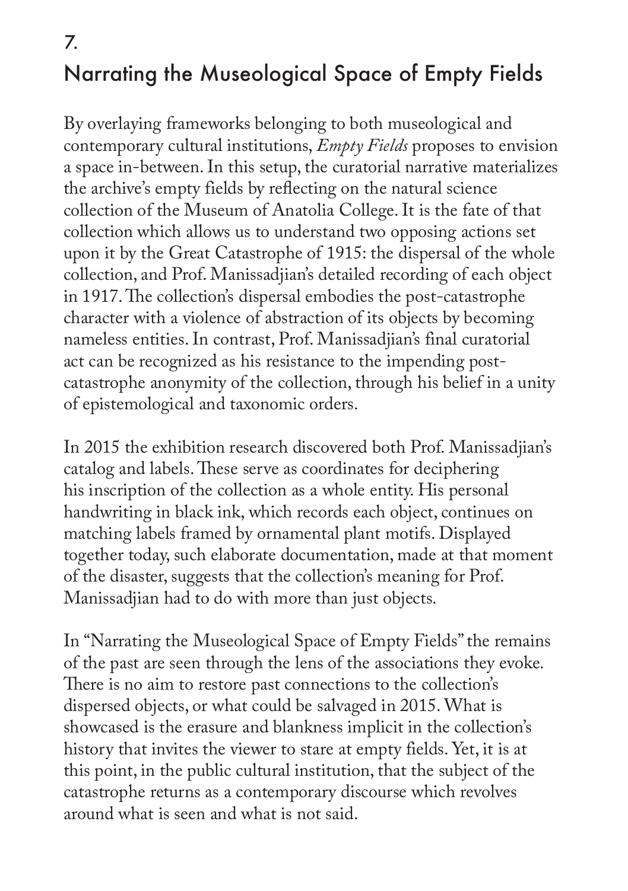## 7.
## Narrating the Museological Space of Empty Fields

By overlaying frameworks belonging to both museological and contemporary cultural institutions, *Empty Fields* proposes to envision a space in-between. In this setup, the curatorial narrative materializes the archive's empty fields by reflecting on the natural science collection of the Museum of Anatolia College. It is the fate of that collection which allows us to understand two opposing actions set upon it by the Great Catastrophe of 1915: the dispersal of the whole collection, and Prof. Manissadjian's detailed recording of each object in 1917. The collection's dispersal embodies the post-catastrophe character with a violence of abstraction of its objects by becoming nameless entities. In contrast, Prof. Manissadjian's final curatorial act can be recognized as his resistance to the impending post-catastrophe anonymity of the collection, through his belief in a unity of epistemological and taxonomic orders.

In 2015 the exhibition research discovered both Prof. Manissadjian's catalog and labels. These serve as coordinates for deciphering his inscription of the collection as a whole entity. His personal handwriting in black ink, which records each object, continues on matching labels framed by ornamental plant motifs. Displayed together today, such elaborate documentation, made at that moment of the disaster, suggests that the collection's meaning for Prof. Manissadjian had to do with more than just objects.

In "Narrating the Museological Space of Empty Fields" the remains of the past are seen through the lens of the associations they evoke. There is no aim to restore past connections to the collection's dispersed objects, or what could be salvaged in 2015. What is showcased is the erasure and blankness implicit in the collection's history that invites the viewer to stare at empty fields. Yet, it is at this point, in the public cultural institution, that the subject of the catastrophe returns as a contemporary discourse which revolves around what is seen and what is not said.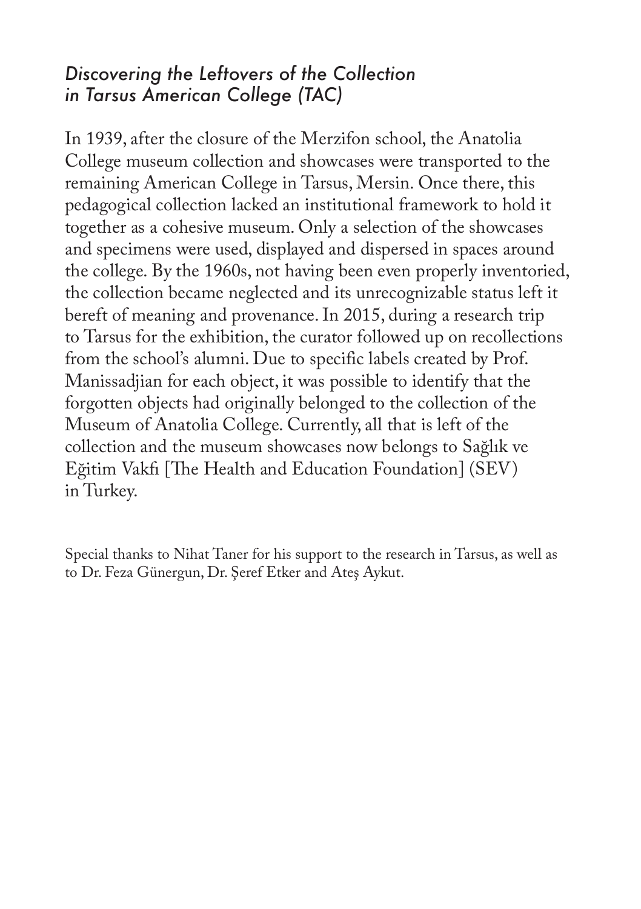## *Discovering the Leftovers of the Collection in Tarsus American College (TAC)*

In 1939, after the closure of the Merzifon school, the Anatolia College museum collection and showcases were transported to the remaining American College in Tarsus, Mersin. Once there, this pedagogical collection lacked an institutional framework to hold it together as a cohesive museum. Only a selection of the showcases and specimens were used, displayed and dispersed in spaces around the college. By the 1960s, not having been even properly inventoried, the collection became neglected and its unrecognizable status left it bereft of meaning and provenance. In 2015, during a research trip to Tarsus for the exhibition, the curator followed up on recollections from the school's alumni. Due to specific labels created by Prof. Manissadjian for each object, it was possible to identify that the forgotten objects had originally belonged to the collection of the Museum of Anatolia College. Currently, all that is left of the collection and the museum showcases now belongs to Sağlık ve Eğitim Vakfı [The Health and Education Foundation] (SEV) in Turkey.

Special thanks to Nihat Taner for his support to the research in Tarsus, as well as to Dr. Feza Günergun, Dr. Şeref Etker and Ateş Aykut.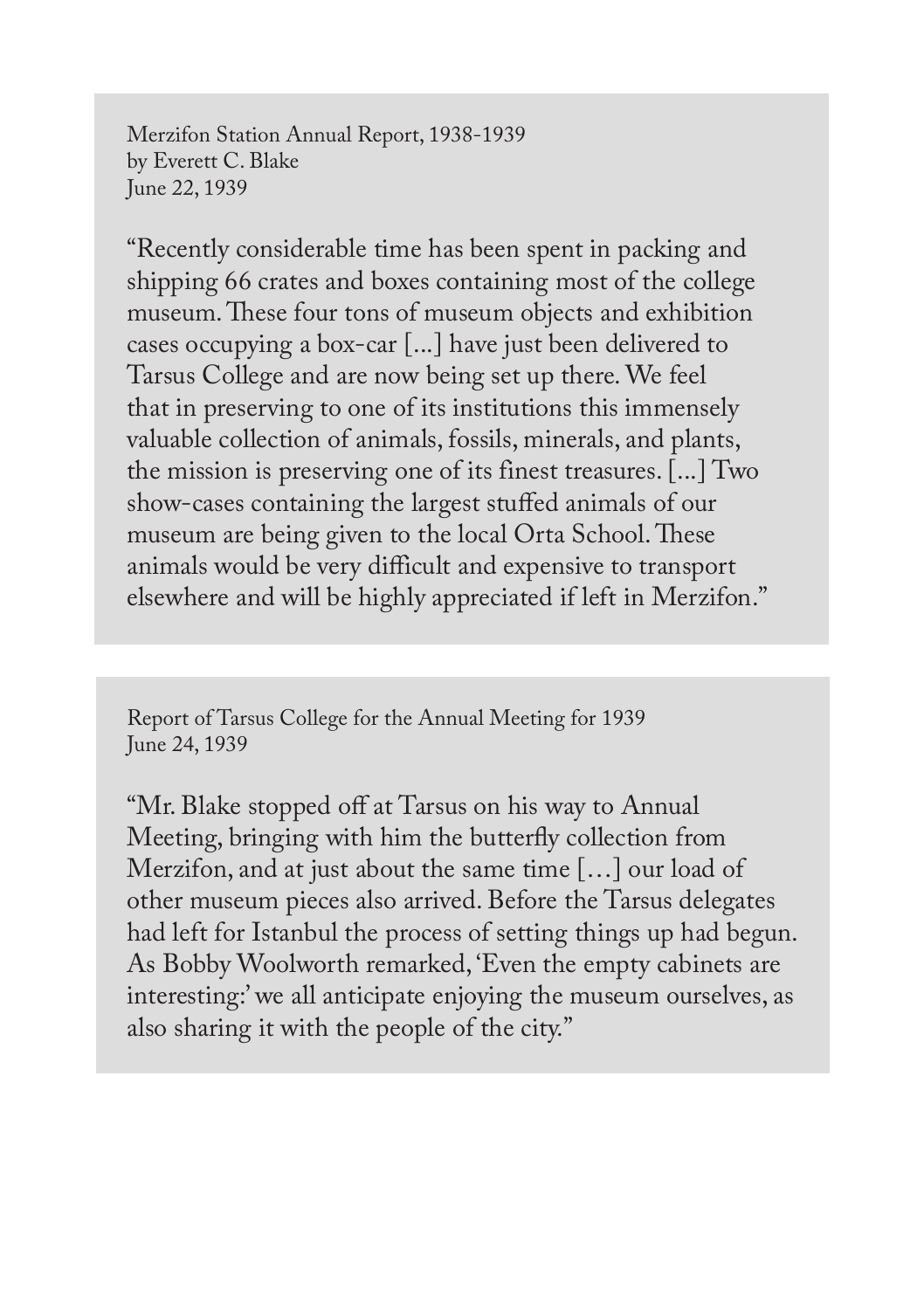Merzifon Station Annual Report, 1938-1939
by Everett C. Blake
June 22, 1939

"Recently considerable time has been spent in packing and shipping 66 crates and boxes containing most of the college museum. These four tons of museum objects and exhibition cases occupying a box-car [...] have just been delivered to Tarsus College and are now being set up there. We feel that in preserving to one of its institutions this immensely valuable collection of animals, fossils, minerals, and plants, the mission is preserving one of its finest treasures. [...] Two show-cases containing the largest stuffed animals of our museum are being given to the local Orta School. These animals would be very difficult and expensive to transport elsewhere and will be highly appreciated if left in Merzifon."

Report of Tarsus College for the Annual Meeting for 1939
June 24, 1939

"Mr. Blake stopped off at Tarsus on his way to Annual Meeting, bringing with him the butterfly collection from Merzifon, and at just about the same time […] our load of other museum pieces also arrived. Before the Tarsus delegates had left for Istanbul the process of setting things up had begun. As Bobby Woolworth remarked, 'Even the empty cabinets are interesting:' we all anticipate enjoying the museum ourselves, as also sharing it with the people of the city."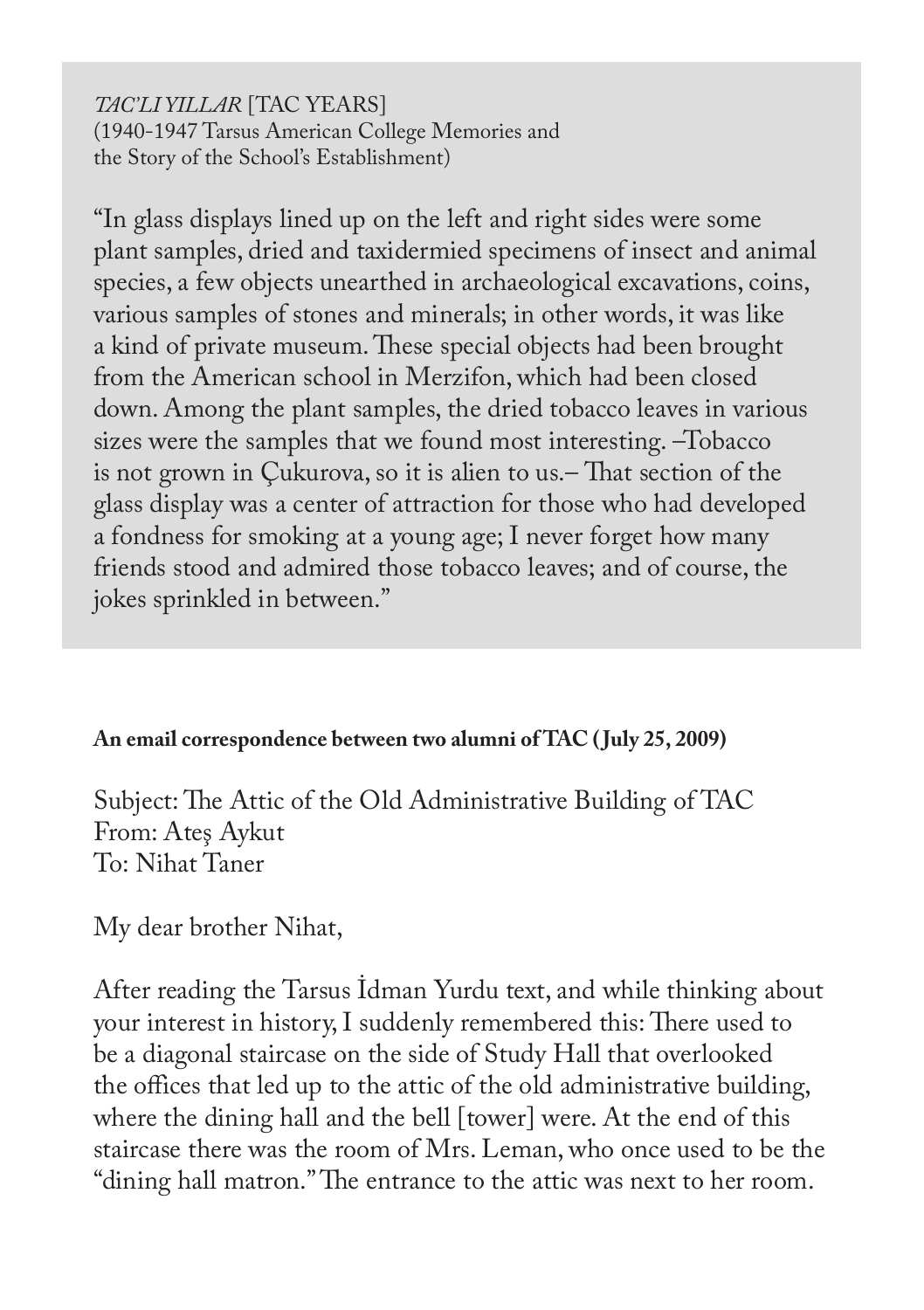*TAC'LI YILLAR* [TAC YEARS]
(1940-1947 Tarsus American College Memories and the Story of the School's Establishment)

"In glass displays lined up on the left and right sides were some plant samples, dried and taxidermied specimens of insect and animal species, a few objects unearthed in archaeological excavations, coins, various samples of stones and minerals; in other words, it was like a kind of private museum. These special objects had been brought from the American school in Merzifon, which had been closed down. Among the plant samples, the dried tobacco leaves in various sizes were the samples that we found most interesting. –Tobacco is not grown in Çukurova, so it is alien to us.– That section of the glass display was a center of attraction for those who had developed a fondness for smoking at a young age; I never forget how many friends stood and admired those tobacco leaves; and of course, the jokes sprinkled in between."

**An email correspondence between two alumni of TAC (July 25, 2009)**

Subject: The Attic of the Old Administrative Building of TAC
From: Ateş Aykut
To: Nihat Taner

My dear brother Nihat,

After reading the Tarsus İdman Yurdu text, and while thinking about your interest in history, I suddenly remembered this: There used to be a diagonal staircase on the side of Study Hall that overlooked the offices that led up to the attic of the old administrative building, where the dining hall and the bell [tower] were. At the end of this staircase there was the room of Mrs. Leman, who once used to be the "dining hall matron." The entrance to the attic was next to her room.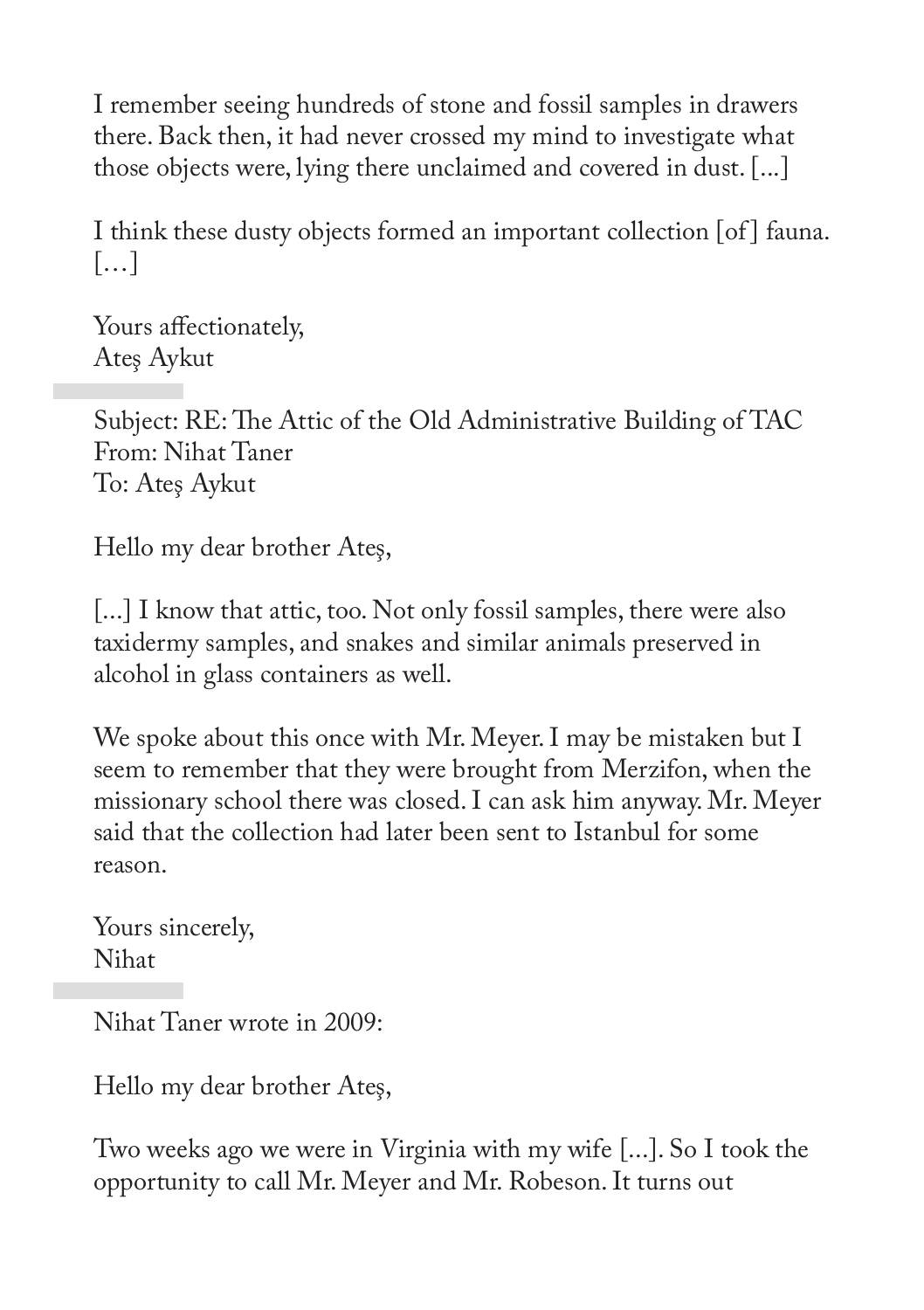I remember seeing hundreds of stone and fossil samples in drawers there. Back then, it had never crossed my mind to investigate what those objects were, lying there unclaimed and covered in dust. [...]

I think these dusty objects formed an important collection [of] fauna. […]

Yours affectionately,
Ateş Aykut

---

Subject: RE: The Attic of the Old Administrative Building of TAC
From: Nihat Taner
To: Ateş Aykut

Hello my dear brother Ateş,

[...] I know that attic, too. Not only fossil samples, there were also taxidermy samples, and snakes and similar animals preserved in alcohol in glass containers as well.

We spoke about this once with Mr. Meyer. I may be mistaken but I seem to remember that they were brought from Merzifon, when the missionary school there was closed. I can ask him anyway. Mr. Meyer said that the collection had later been sent to Istanbul for some reason.

Yours sincerely,
Nihat

---

Nihat Taner wrote in 2009:

Hello my dear brother Ateş,

Two weeks ago we were in Virginia with my wife [...]. So I took the opportunity to call Mr. Meyer and Mr. Robeson. It turns out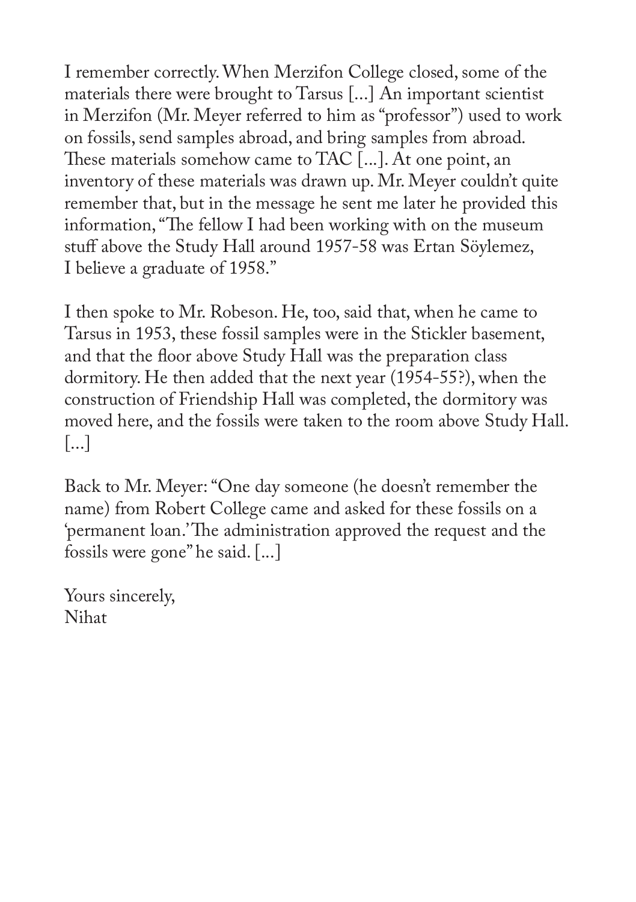I remember correctly. When Merzifon College closed, some of the materials there were brought to Tarsus [...] An important scientist in Merzifon (Mr. Meyer referred to him as "professor") used to work on fossils, send samples abroad, and bring samples from abroad. These materials somehow came to TAC [...]. At one point, an inventory of these materials was drawn up. Mr. Meyer couldn't quite remember that, but in the message he sent me later he provided this information, "The fellow I had been working with on the museum stuff above the Study Hall around 1957-58 was Ertan Söylemez, I believe a graduate of 1958."

I then spoke to Mr. Robeson. He, too, said that, when he came to Tarsus in 1953, these fossil samples were in the Stickler basement, and that the floor above Study Hall was the preparation class dormitory. He then added that the next year (1954-55?), when the construction of Friendship Hall was completed, the dormitory was moved here, and the fossils were taken to the room above Study Hall. [...]

Back to Mr. Meyer: "One day someone (he doesn't remember the name) from Robert College came and asked for these fossils on a 'permanent loan.' The administration approved the request and the fossils were gone" he said. [...]

Yours sincerely,
Nihat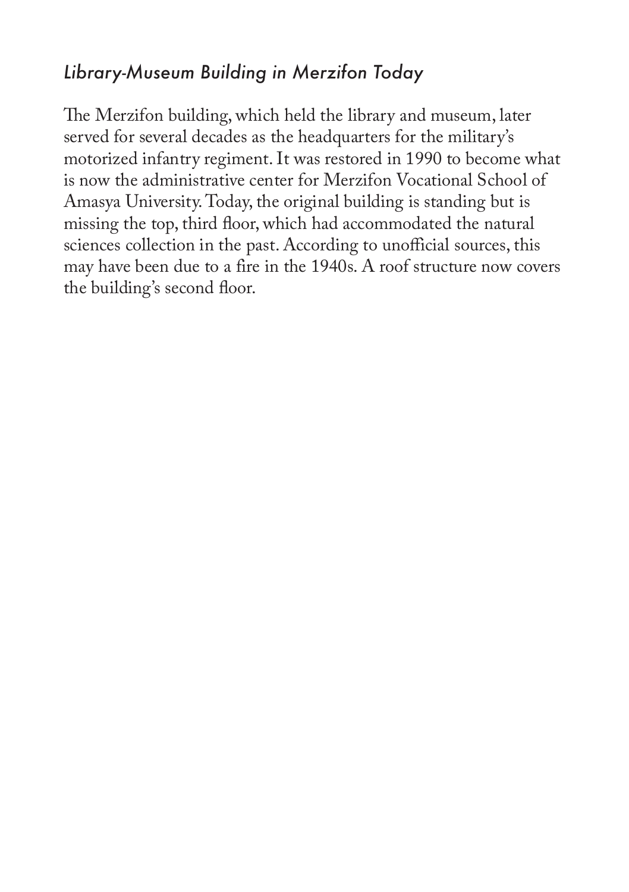## *Library-Museum Building in Merzifon Today*

The Merzifon building, which held the library and museum, later served for several decades as the headquarters for the military's motorized infantry regiment. It was restored in 1990 to become what is now the administrative center for Merzifon Vocational School of Amasya University. Today, the original building is standing but is missing the top, third floor, which had accommodated the natural sciences collection in the past. According to unofficial sources, this may have been due to a fire in the 1940s. A roof structure now covers the building's second floor.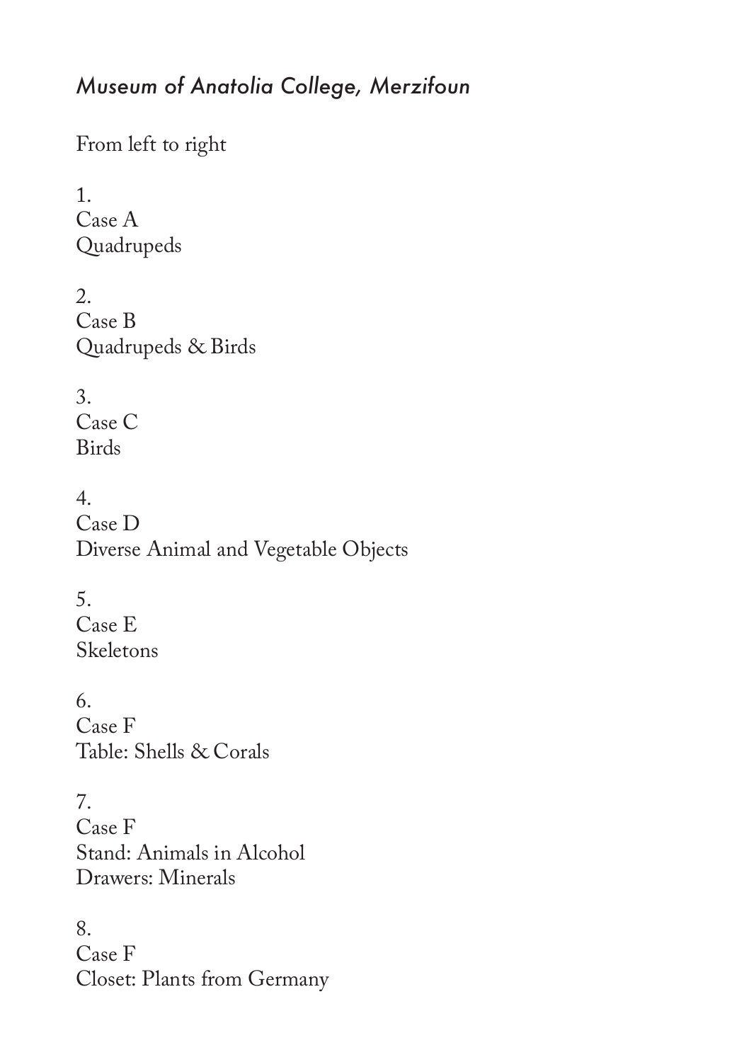*Museum of Anatolia College, Merzifoun*

From left to right

1.
Case A
Quadrupeds

2.
Case B
Quadrupeds & Birds

3.
Case C
Birds

4.
Case D
Diverse Animal and Vegetable Objects

5.
Case E
Skeletons

6.
Case F
Table: Shells & Corals

7.
Case F
Stand: Animals in Alcohol
Drawers: Minerals

8.
Case F
Closet: Plants from Germany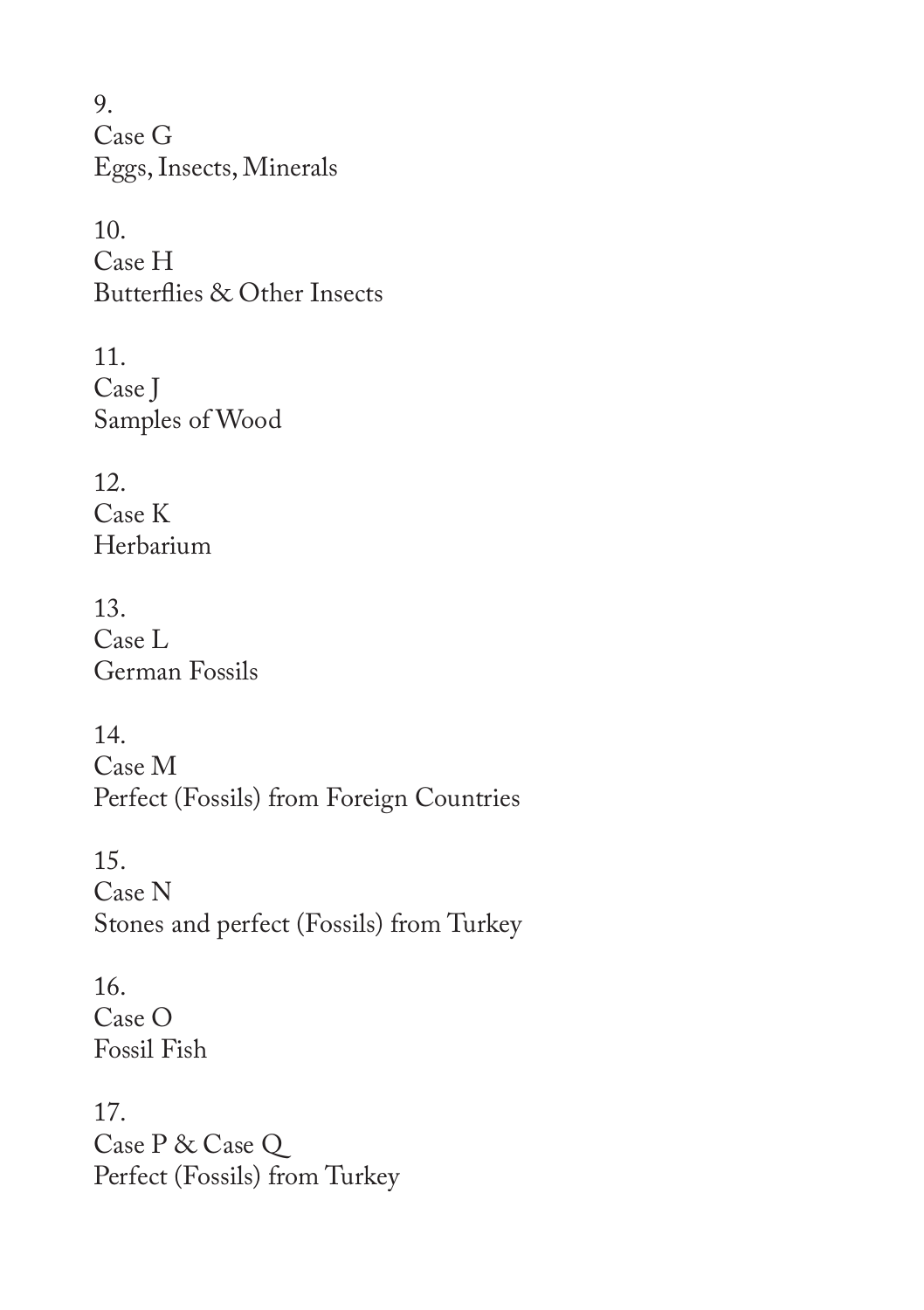9.
Case G
Eggs, Insects, Minerals

10.
Case H
Butterflies & Other Insects

11.
Case J
Samples of Wood

12.
Case K
Herbarium

13.
Case L
German Fossils

14.
Case M
Perfect (Fossils) from Foreign Countries

15.
Case N
Stones and perfect (Fossils) from Turkey

16.
Case O
Fossil Fish

17.
Case P & Case Q
Perfect (Fossils) from Turkey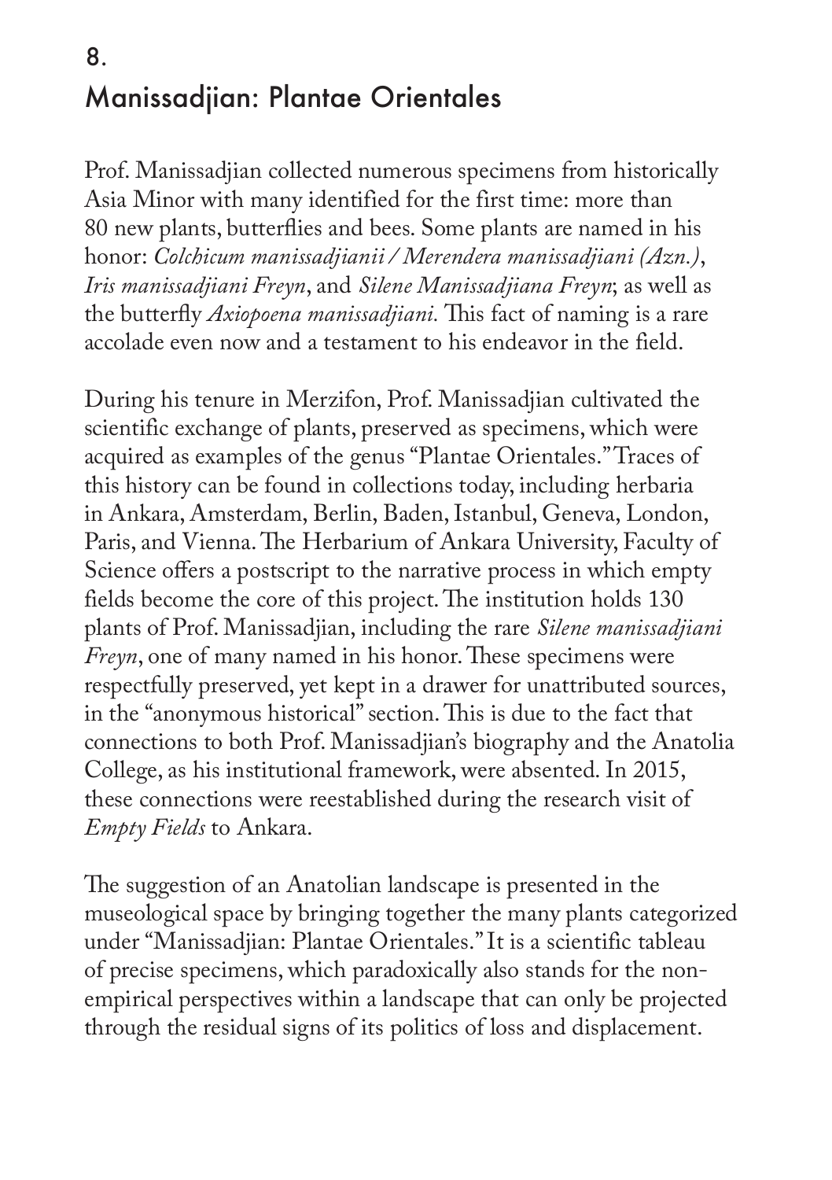# 8.
# Manissadjian: Plantae Orientales

Prof. Manissadjian collected numerous specimens from historically Asia Minor with many identified for the first time: more than 80 new plants, butterflies and bees. Some plants are named in his honor: *Colchicum manissadjianii / Merendera manissadjiani (Azn.)*, *Iris manissadjiani Freyn*, and *Silene Manissadjiana Freyn*; as well as the butterfly *Axiopoena manissadjiani.* This fact of naming is a rare accolade even now and a testament to his endeavor in the field.

During his tenure in Merzifon, Prof. Manissadjian cultivated the scientific exchange of plants, preserved as specimens, which were acquired as examples of the genus "Plantae Orientales." Traces of this history can be found in collections today, including herbaria in Ankara, Amsterdam, Berlin, Baden, Istanbul, Geneva, London, Paris, and Vienna. The Herbarium of Ankara University, Faculty of Science offers a postscript to the narrative process in which empty fields become the core of this project. The institution holds 130 plants of Prof. Manissadjian, including the rare *Silene manissadjiani Freyn*, one of many named in his honor. These specimens were respectfully preserved, yet kept in a drawer for unattributed sources, in the "anonymous historical" section. This is due to the fact that connections to both Prof. Manissadjian's biography and the Anatolia College, as his institutional framework, were absented. In 2015, these connections were reestablished during the research visit of *Empty Fields* to Ankara.

The suggestion of an Anatolian landscape is presented in the museological space by bringing together the many plants categorized under "Manissadjian: Plantae Orientales." It is a scientific tableau of precise specimens, which paradoxically also stands for the non-empirical perspectives within a landscape that can only be projected through the residual signs of its politics of loss and displacement.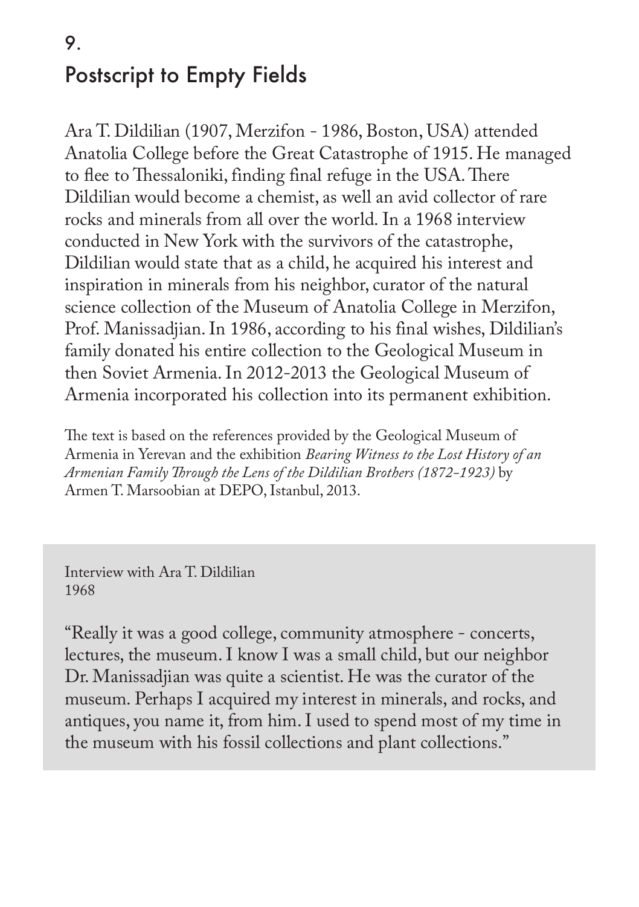# 9.
## Postscript to Empty Fields

Ara T. Dildilian (1907, Merzifon - 1986, Boston, USA) attended Anatolia College before the Great Catastrophe of 1915. He managed to flee to Thessaloniki, finding final refuge in the USA. There Dildilian would become a chemist, as well an avid collector of rare rocks and minerals from all over the world. In a 1968 interview conducted in New York with the survivors of the catastrophe, Dildilian would state that as a child, he acquired his interest and inspiration in minerals from his neighbor, curator of the natural science collection of the Museum of Anatolia College in Merzifon, Prof. Manissadjian. In 1986, according to his final wishes, Dildilian's family donated his entire collection to the Geological Museum in then Soviet Armenia. In 2012-2013 the Geological Museum of Armenia incorporated his collection into its permanent exhibition.

The text is based on the references provided by the Geological Museum of Armenia in Yerevan and the exhibition *Bearing Witness to the Lost History of an Armenian Family Through the Lens of the Dildilian Brothers (1872-1923)* by Armen T. Marsoobian at DEPO, Istanbul, 2013.

Interview with Ara T. Dildilian
1968

"Really it was a good college, community atmosphere - concerts, lectures, the museum. I know I was a small child, but our neighbor Dr. Manissadjian was quite a scientist. He was the curator of the museum. Perhaps I acquired my interest in minerals, and rocks, and antiques, you name it, from him. I used to spend most of my time in the museum with his fossil collections and plant collections."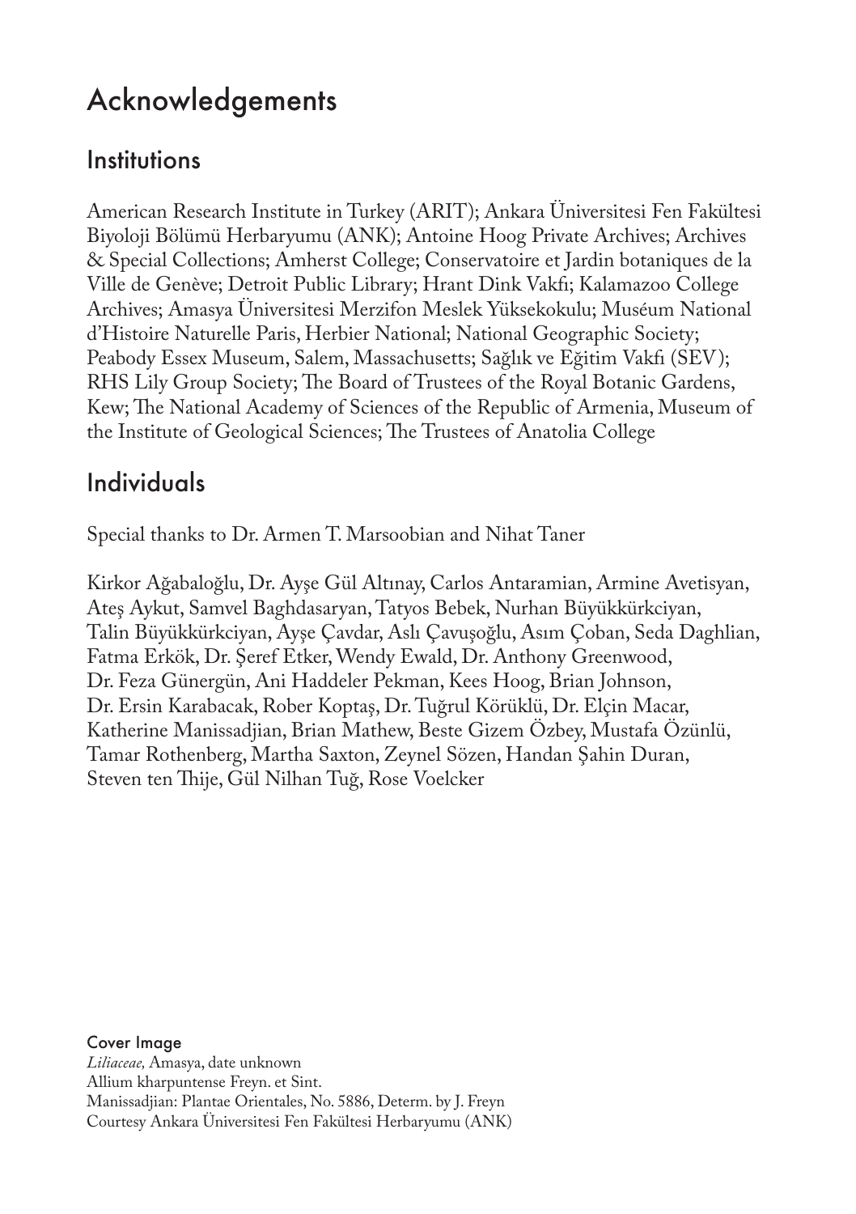# Acknowledgements

## Institutions

American Research Institute in Turkey (ARIT); Ankara Üniversitesi Fen Fakültesi Biyoloji Bölümü Herbaryumu (ANK); Antoine Hoog Private Archives; Archives & Special Collections; Amherst College; Conservatoire et Jardin botaniques de la Ville de Genève; Detroit Public Library; Hrant Dink Vakfı; Kalamazoo College Archives; Amasya Üniversitesi Merzifon Meslek Yüksekokulu; Muséum National d'Histoire Naturelle Paris, Herbier National; National Geographic Society; Peabody Essex Museum, Salem, Massachusetts; Sağlık ve Eğitim Vakfı (SEV); RHS Lily Group Society; The Board of Trustees of the Royal Botanic Gardens, Kew; The National Academy of Sciences of the Republic of Armenia, Museum of the Institute of Geological Sciences; The Trustees of Anatolia College

## Individuals

Special thanks to Dr. Armen T. Marsoobian and Nihat Taner

Kirkor Ağabaloğlu, Dr. Ayşe Gül Altınay, Carlos Antaramian, Armine Avetisyan, Ateş Aykut, Samvel Baghdasaryan, Tatyos Bebek, Nurhan Büyükkürkciyan, Talin Büyükkürkciyan, Ayşe Çavdar, Aslı Çavuşoğlu, Asım Çoban, Seda Daghlian, Fatma Erkök, Dr. Şeref Etker, Wendy Ewald, Dr. Anthony Greenwood, Dr. Feza Günergün, Ani Haddeler Pekman, Kees Hoog, Brian Johnson, Dr. Ersin Karabacak, Rober Koptaş, Dr. Tuğrul Körüklü, Dr. Elçin Macar, Katherine Manissadjian, Brian Mathew, Beste Gizem Özbey, Mustafa Özünlü, Tamar Rothenberg, Martha Saxton, Zeynel Sözen, Handan Şahin Duran, Steven ten Thije, Gül Nilhan Tuğ, Rose Voelcker

**Cover Image**
*Liliaceae,* Amasya, date unknown
Allium kharpuntense Freyn. et Sint.
Manissadjian: Plantae Orientales, No. 5886, Determ. by J. Freyn
Courtesy Ankara Üniversitesi Fen Fakültesi Herbaryumu (ANK)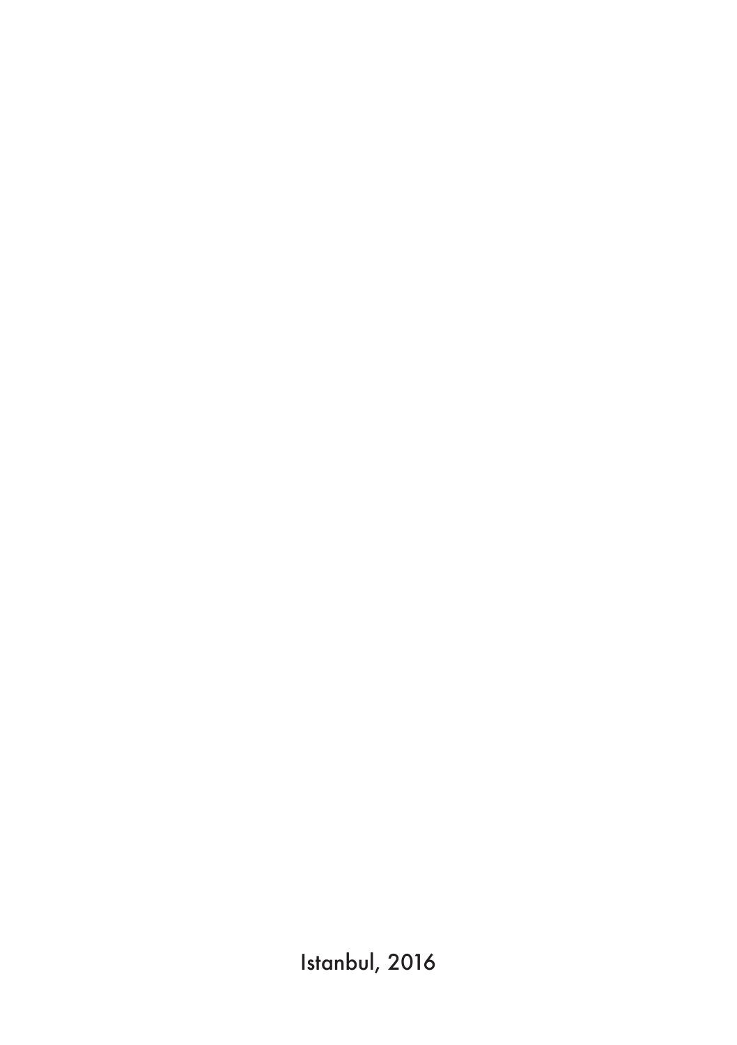Istanbul, 2016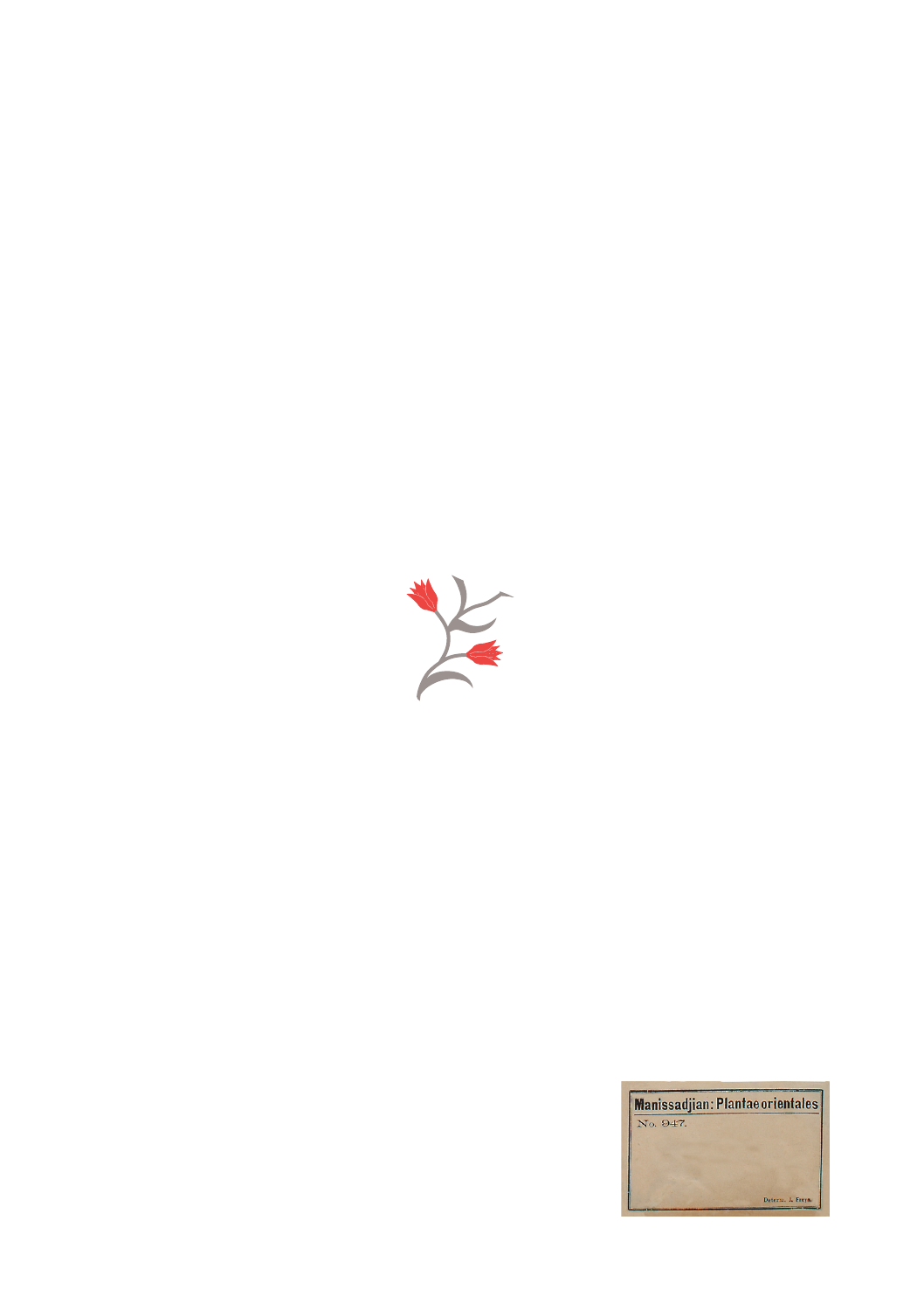Manissadjian: Plantae orientales

No. 947.

Determ. J. Freyn.